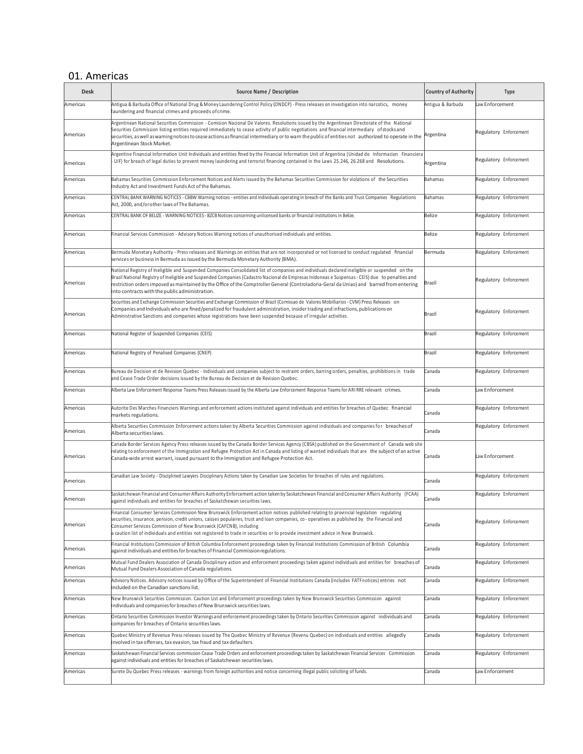## 01. Americas

| Desk | Source Name / Description | Country of Authority | Type |
|---|---|---|---|
| Americas | Antigua & Barbuda Office of National Drug & Money Laundering Control Policy (ONDCP) - Press releases on investigation into narcotics, money laundering and financial crimes and proceeds of crime. | Antigua & Barbuda | Law Enforcement |
| Americas | Argentinean National Securities Commission - Comision Nacional De Valores. Resolutions issued by the Argentinean Directorate of the National Securities Commission listing entities required immediately to cease activity of public negotiations and financial intermediary of stocks and securities, as well as warning notices to cease actions as financial intermediary or to warn the public of entities not authorized to operate in the Argentinean Stock Market. | Argentina | Regulatory Enforcement |
| Americas | Argentine Financial Information Unit Individuals and entities fined by the Financial Information Unit of Argentina (Unidad de Informacion Financiera - UIF) for breach of legal duties to prevent money laundering and terrorist financing contained in the Laws 25.246, 26.268 and Resolutions. | Argentina | Regulatory Enforcement |
| Americas | Bahamas Securities Commission Enforcement Notices and Alerts issued by the Bahamas Securities Commission for violations of the Securities Industry Act and Investment Funds Act of the Bahamas. | Bahamas | Regulatory Enforcement |
| Americas | CENTRAL BANK WARNING NOTICES - CBBW Warning notices - entities and individuals operating in breach of the Banks and Trust Companies Regulations Act, 2000, and/or other laws of The Bahamas. | Bahamas | Regulatory Enforcement |
| Americas | CENTRAL BANK OF BELIZE - WARNING NOTICES - BZCB Notices concerning unlicensed banks or financial institutions in Belize. | Belize | Regulatory Enforcement |
| Americas | Financial Services Commission - Advisory Notices Warning notices of unauthorised individuals and entities. | Belize | Regulatory Enforcement |
| Americas | Bermuda Monetary Authority - Press releases and Warnings on entities that are not incorporated or not licensed to conduct regulated financial services or business in Bermuda as issued by the Bermuda Monetary Authority (BMA). | Bermuda | Regulatory Enforcement |
| Americas | National Registry of Ineligible and Suspended Companies Consolidated list of companies and individuals declared ineligible or suspended on the Brazil National Registry of Ineligible and Suspended Companies (Cadastro Nacional de Empresas Inidoneas e Suspensas - CEIS) due to penalties and restriction orders imposed as maintained by the Office of the Comptroller General (Controladoria-Geral da Uniao) and barred from entering into contracts with the public administration. | Brazil | Regulatory Enforcement |
| Americas | Securities and Exchange Commission Securities and Exchange Commission of Brazil (Comissao de Valores Mobilliarios - CVM) Press Releases on Companies and Individuals who are fined/penalized for fraudulent administration, insider trading and infractions, publications on Administrative Sanctions and companies whose registrations have been suspended because of irregular activities. | Brazil | Regulatory Enforcement |
| Americas | National Register of Suspended Companies (CEIS) | Brazil | Regulatory Enforcement |
| Americas | National Registry of Penalised Companies (CNEP) | Brazil | Regulatory Enforcement |
| Americas | Bureau de Decision et de Revision Quebec - Individuals and companies subject to restraint orders, barring orders, penalties, prohibitions in trade and Cease Trade Order decisions issued by the Bureau de Decision et de Revision Quebec. | Canada | Regulatory Enforcement |
| Americas | Alberta Law Enforcement Response Teams Press Releases issued by the Alberta Law Enforcement Response Teams for ARI RRE relevant crimes. | Canada | Law Enforcement |
| Americas | Autorite Des Marches Financiers Warnings and enforcement actions instituted against individuals and entities for breaches of Quebec financial markets regulations. | Canada | Regulatory Enforcement |
| Americas | Alberta Securities Commission Enforcement actions taken by Alberta Securities Commission against individuals and companies for breaches of Alberta securities laws. | Canada | Regulatory Enforcement |
| Americas | Canada Border Services Agency Press releases issued by the Canada Border Services Agency (CBSA) published on the Government of Canada web site relating to enforcement of the Immigration and Refugee Protection Act in Canada and listing of wanted individuals that are the subject of an active Canada-wide arrest warrant, issued pursuant to the Immigration and Refugee Protection Act. | Canada | Law Enforcement |
| Americas | Canadian Law Society - Disciplined Lawyers Disciplinary Actions taken by Canadian Law Societies for breaches of rules and regulations. | Canada | Regulatory Enforcement |
| Americas | Saskatchewan Financial and Consumer Affairs Authority Enforcement action taken by Saskatchewan Financial and Consumer Affairs Authority (FCAA) against individuals and entities for breaches of Saskatchewan securities laws. | Canada | Regulatory Enforcement |
| Americas | Financial Consumer Services Commission New Brunswick Enforcement action notices published relating to provincial legislation regulating securities, insurance, pension, credit unions, caisses populaires, trust and loan companies, co- operatives as published by the Financial and Consumer Services Commission of New Brunswick (CAFCNB), including a caution list of individuals and entities not registered to trade in securities or to provide investment advice in New Brunswick. | Canada | Regulatory Enforcement |
| Americas | Financial Institutions Commission of British Columbia Enforcement proceedings taken by Financial Institutions Commission of British Columbia against individuals and entities for breaches of Financial Commission regulations. | Canada | Regulatory Enforcement |
| Americas | Mutual Fund Dealers Association of Canada Disciplinary action and enforcement proceedings taken against individuals and entities for breaches of Mutual Fund Dealers Association of Canada regulations. | Canada | Regulatory Enforcement |
| Americas | Advisory Notices. Advisory notices issued by Office of the Superintendent of Financial Institutions Canada (includes FATF notices) entries not included on the Canadian sanctions list. | Canada | Regulatory Enforcement |
| Americas | New Brunswick Securities Commission. Caution List and Enforcement proceedings taken by New Brunswick Securities Commission against individuals and companies for breaches of New Brunswick securities laws. | Canada | Regulatory Enforcement |
| Americas | Ontario Securities Commission Investor Warnings and enforcement proceedings taken by Ontario Securities Commission against individuals and companies for breaches of Ontario securities laws. | Canada | Regulatory Enforcement |
| Americas | Quebec Ministry of Revenue Press releases issued by The Quebec Ministry of Revenue (Revenu Quebec) on individuals and entities allegedly involved in tax offenses, tax evasion, tax fraud and tax defaulters. | Canada | Regulatory Enforcement |
| Americas | Saskatchewan Financial Services commission Cease Trade Orders and enforcement proceedings taken by Saskatchewan Financial Services Commission against individuals and entities for breaches of Saskatchewan securities laws. | Canada | Regulatory Enforcement |
| Americas | Surete Du Quebec Press releases - warnings from foreign authorities and notice concerning illegal public soliciting of funds. | Canada | Law Enforcement |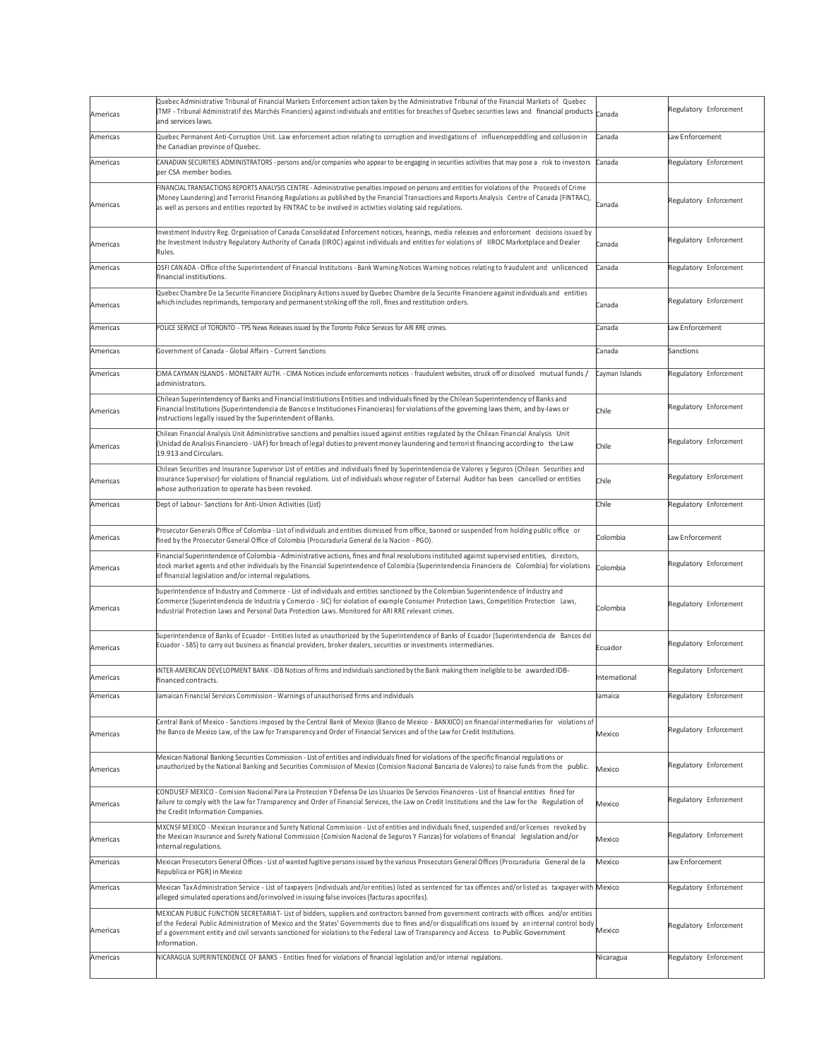| | | | |
|---|---|---|---|
| Americas | Quebec Administrative Tribunal of Financial Markets Enforcement action taken by the Administrative Tribunal of the Financial Markets of Quebec (TMF - Tribunal Administratif des Marchés Financiers) against individuals and entities for breaches of Quebec securities laws and financial products and services laws. | Canada | Regulatory Enforcement |
| Americas | Quebec Permanent Anti-Corruption Unit. Law enforcement action relating to corruption and investigations of influencepeddling and collusion in the Canadian province of Quebec. | Canada | Law Enforcement |
| Americas | CANADIAN SECURITIES ADMINISTRATORS - persons and/or companies who appear to be engaging in securities activities that may pose a risk to investors per CSA member bodies. | Canada | Regulatory Enforcement |
| Americas | FINANCIAL TRANSACTIONS REPORTS ANALYSIS CENTRE - Administrative penalties imposed on persons and entities for violations of the Proceeds of Crime (Money Laundering) and Terrorist Financing Regulations as published by the Financial Transactions and Reports Analysis Centre of Canada (FINTRAC), as well as persons and entities reported by FINTRAC to be involved in activities violating said regulations. | Canada | Regulatory Enforcement |
| Americas | Investment Industry Reg. Organisation of Canada Consolidated Enforcement notices, hearings, media releases and enforcement decisions issued by the Investment Industry Regulatory Authority of Canada (IIROC) against individuals and entities for violations of IIROC Marketplace and Dealer Rules. | Canada | Regulatory Enforcement |
| Americas | OSFI CANADA - Office of the Superintendent of Financial Institutions - Bank Warning Notices Warning notices relating to fraudulent and unlicenced financial institiutions. | Canada | Regulatory Enforcement |
| Americas | Quebec Chambre De La Securite Financiere Disciplinary Actions issued by Quebec Chambre de la Securite Financiere against individuals and entities which includes reprimands, temporary and permanent striking off the roll, fines and restitution orders. | Canada | Regulatory Enforcement |
| Americas | POLICE SERVICE of TORONTO - TPS News Releases issued by the Toronto Police Services for ARI RRE crimes. | Canada | Law Enforcement |
| Americas | Government of Canada - Global Affairs - Current Sanctions | Canada | Sanctions |
| Americas | CIMA CAYMAN ISLANDS - MONETARY AUTH. - CIMA Notices include enforcements notices - fraudulent websites, struck off or dissolved mutual funds / administrators. | Cayman Islands | Regulatory Enforcement |
| Americas | Chilean Superintendency of Banks and Financial Instituions Entities and individuals fined by the Chilean Superintendency of Banks and Financial Institutions (Superintendencia de Bancos e Instituciones Financieras) for violations of the governing laws them, and by-laws or instructions legally issued by the Superintendent of Banks. | Chile | Regulatory Enforcement |
| Americas | Chilean Financial Analysis Unit Administrative sanctions and penalties issued against entities regulated by the Chilean Financial Analysis Unit (Unidad de Analisis Financiero - UAF) for breach of legal duties to prevent money laundering and terrorist financing according to the Law 19.913 and Circulars. | Chile | Regulatory Enforcement |
| Americas | Chilean Securities and Insurance Supervisor List of entities and individuals fined by Superintendencia de Valores y Seguros (Chilean Securities and Insurance Supervisor) for violations of financial regulations. List of individuals whose register of External Auditor has been cancelled or entities whose authorization to operate has been revoked. | Chile | Regulatory Enforcement |
| Americas | Dept of Labour- Sanctions for Anti-Union Activities (List) | Chile | Regulatory Enforcement |
| Americas | Prosecutor Generals Office of Colombia - List of individuals and entities dismissed from office, banned or suspended from holding public office or fined by the Prosecutor General Office of Colombia (Procuraduria General de la Nacion - PGO). | Colombia | Law Enforcement |
| Americas | Financial Superintendence of Colombia - Administrative actions, fines and final resolutions instituted against supervised entities, directors, stock market agents and other individuals by the Financial Superintendence of Colombia (Superintendencia Financiera de Colombia) for violations of financial legislation and/or internal regulations. | Colombia | Regulatory Enforcement |
| Americas | Superintendence of Industry and Commerce - List of individuals and entities sanctioned by the Colombian Superintendence of Industry and Commerce (Superintendencia de Industria y Comercio - SIC) for violation of example Consumer Protection Laws, Competition Protection Laws, Industrial Protection Laws and Personal Data Protection Laws. Monitored for ARI RRE relevant crimes. | Colombia | Regulatory Enforcement |
| Americas | Superintendence of Banks of Ecuador - Entities listed as unauthorized by the Superintendence of Banks of Ecuador (Superintendencia de Bancos del Ecuador - SBS) to carry out business as financial providers, broker dealers, securities or investments intermediaries. | Ecuador | Regulatory Enforcement |
| Americas | INTER-AMERICAN DEVELOPMENT BANK - IDB Notices of firms and individuals sanctioned by the Bank making them ineligible to be awarded IDB-financed contracts. | International | Regulatory Enforcement |
| Americas | Jamaican Financial Services Commission - Warnings of unauthorised firms and individuals | Jamaica | Regulatory Enforcement |
| Americas | Central Bank of Mexico - Sanctions imposed by the Central Bank of Mexico (Banco de Mexico - BANXICO) on financial intermediaries for violations of the Banco de Mexico Law, of the Law for Transparency and Order of Financial Services and of the Law for Credit Institutions. | Mexico | Regulatory Enforcement |
| Americas | Mexican National Banking Securities Commission - List of entities and individuals fined for violations of the specific financial regulations or unauthorized by the National Banking and Securities Commission of Mexico (Comision Nacional Bancaria de Valores) to raise funds from the public. | Mexico | Regulatory Enforcement |
| Americas | CONDUSEF MEXICO - Comision Nacional Para La Proteccion Y Defensa De Los Usuarios De Servcios Financieros - List of financial entities fined for failure to comply with the Law for Transparency and Order of Financial Services, the Law on Credit Institutions and the Law for the Regulation of the Credit Information Companies. | Mexico | Regulatory Enforcement |
| Americas | MXCNSF MEXICO - Mexican Insurance and Surety National Commission - List of entities and individuals fined, suspended and/or licenses revoked by the Mexican Insurance and Surety National Commission (Comision Nacional de Seguros Y Fianzas) for violations of financial legislation and/or internal regulations. | Mexico | Regulatory Enforcement |
| Americas | Mexican Prosecutors General Offices - List of wanted fugitive persons issued by the various Prosecutors General Offices (Procuraduria General de la Republica or PGR) in Mexico | Mexico | Law Enforcement |
| Americas | Mexican Tax Administration Service - List of taxpayers (individuals and/or entities) listed as sentenced for tax offences and/or listed as taxpayer with alleged simulated operations and/or involved in issuing false invoices (facturas apocrifas). | Mexico | Regulatory Enforcement |
| Americas | MEXICAN PUBLIC FUNCTION SECRETARIAT- List of bidders, suppliers and contractors banned from government contracts with offices and/or entities of the Federal Public Administration of Mexico and the States' Governments due to fines and/or disqualifications issued by an internal control body of a government entity and civil servants sanctioned for violations to the Federal Law of Transparency and Access to Public Government Information. | Mexico | Regulatory Enforcement |
| Americas | NICARAGUA SUPERINTENDENCE OF BANKS - Entities fined for violations of financial legislation and/or internal regulations. | Nicaragua | Regulatory Enforcement |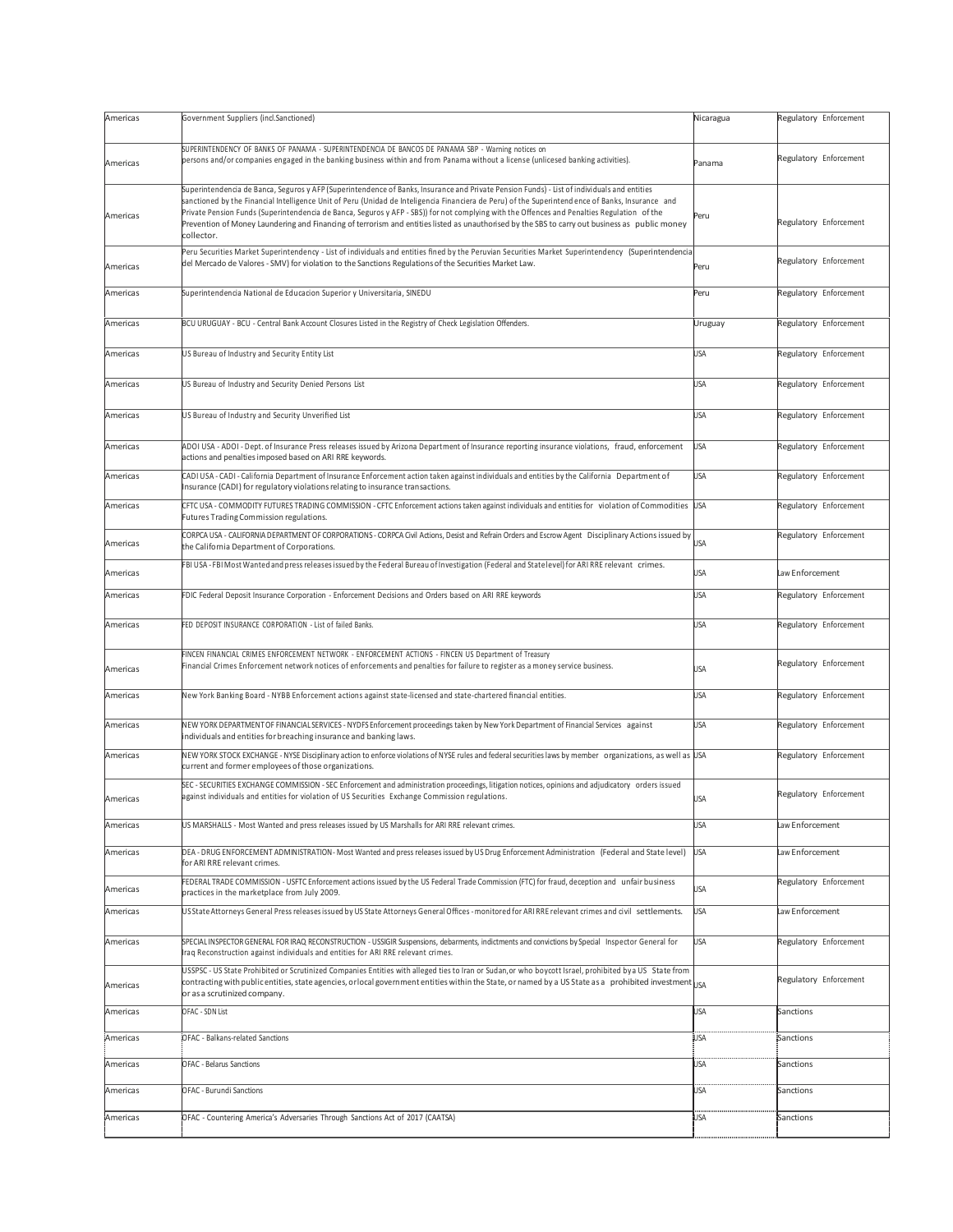| Americas | Government Suppliers (incl.Sanctioned) | Nicaragua | Regulatory Enforcement |
|---|---|---|---|
| Americas | SUPERINTENDENCY OF BANKS OF PANAMA - SUPERINTENDENCIA DE BANCOS DE PANAMA SBP - Warning notices on persons and/or companies engaged in the banking business within and from Panama without a license (unlicesed banking activities). | Panama | Regulatory Enforcement |
| Americas | Superintendencia de Banca, Seguros y AFP (Superintendence of Banks, Insurance and Private Pension Funds) - List of individuals and entities sanctioned by the Financial Intelligence Unit of Peru (Unidad de Inteligencia Financiera de Peru) of the Superintend ence of Banks, Insurance and Private Pension Funds (Superintendencia de Banca, Seguros y AFP - SBS)) for not complying with the Offences and Penalties Regulation of the Prevention of Money Laundering and Financing of terrorism and entities listed as unauthorised by the SBS to carry out business as public money collector. | Peru | Regulatory Enforcement |
| Americas | Peru Securities Market Superintendency - List of individuals and entities fined by the Peruvian Securities Market Superintendency (Superintendencia del Mercado de Valores - SMV) for violation to the Sanctions Regulations of the Securities Market Law. | Peru | Regulatory Enforcement |
| Americas | Superintendencia National de Educacion Superior y Universitaria, SINEDU | Peru | Regulatory Enforcement |
| Americas | BCU URUGUAY - BCU - Central Bank Account Closures Listed in the Registry of Check Legislation Offenders. | Uruguay | Regulatory Enforcement |
| Americas | US Bureau of Industry and Security Entity List | USA | Regulatory Enforcement |
| Americas | US Bureau of Industry and Security Denied Persons List | USA | Regulatory Enforcement |
| Americas | US Bureau of Industry and Security Unverified List | USA | Regulatory Enforcement |
| Americas | ADOI USA - ADOI - Dept. of Insurance Press releases issued by Arizona Department of Insurance reporting insurance violations, fraud, enforcement actions and penalties imposed based on ARI RRE keywords. | USA | Regulatory Enforcement |
| Americas | CADI USA - CADI - California Department of Insurance Enforcement action taken against individuals and entities by the California Department of Insurance (CADI) for regulatory violations relating to insurance transactions. | USA | Regulatory Enforcement |
| Americas | CFTC USA - COMMODITY FUTURES TRADING COMMISSION - CFTC Enforcement actions taken against individuals and entities for violation of Commodities Futures Trading Commission regulations. | USA | Regulatory Enforcement |
| Americas | CORPCA USA - CALIFORNIA DEPARTMENT OF CORPORATIONS - CORPCA Civil Actions, Desist and Refrain Orders and Escrow Agent Disciplinary Actions issued by the California Department of Corporations. | USA | Regulatory Enforcement |
| Americas | FBI USA - FBI Most Wanted and press releases issued by the Federal Bureau of Investigation (Federal and State level) for ARI RRE relevant crimes. | USA | Law Enforcement |
| Americas | FDIC Federal Deposit Insurance Corporation - Enforcement Decisions and Orders based on ARI RRE keywords | USA | Regulatory Enforcement |
| Americas | FED DEPOSIT INSURANCE CORPORATION - List of failed Banks. | USA | Regulatory Enforcement |
| Americas | FINCEN FINANCIAL CRIMES ENFORCEMENT NETWORK - ENFORCEMENT ACTIONS - FINCEN US Department of Treasury Financial Crimes Enforcement network notices of enforcements and penalties for failure to register as a money service business. | USA | Regulatory Enforcement |
| Americas | New York Banking Board - NYBB Enforcement actions against state-licensed and state-chartered financial entities. | USA | Regulatory Enforcement |
| Americas | NEW YORK DEPARTMENT OF FINANCIAL SERVICES - NYDFS Enforcement proceedings taken by New York Department of Financial Services against individuals and entities for breaching insurance and banking laws. | USA | Regulatory Enforcement |
| Americas | NEW YORK STOCK EXCHANGE - NYSE Disciplinary action to enforce violations of NYSE rules and federal securities laws by member organizations, as well as current and former employees of those organizations. | USA | Regulatory Enforcement |
| Americas | SEC - SECURITIES EXCHANGE COMMISSION - SEC Enforcement and administration proceedings, litigation notices, opinions and adjudicatory orders issued against individuals and entities for violation of US Securities Exchange Commission regulations. | USA | Regulatory Enforcement |
| Americas | US MARSHALLS - Most Wanted and press releases issued by US Marshalls for ARI RRE relevant crimes. | USA | Law Enforcement |
| Americas | DEA - DRUG ENFORCEMENT ADMINISTRATION - Most Wanted and press releases issued by US Drug Enforcement Administration (Federal and State level) for ARI RRE relevant crimes. | USA | Law Enforcement |
| Americas | FEDERAL TRADE COMMISSION - USFTC Enforcement actions issued by the US Federal Trade Commission (FTC) for fraud, deception and unfair business practices in the marketplace from July 2009. | USA | Regulatory Enforcement |
| Americas | US State Attorneys General Press releases issued by US State Attorneys General Offices - monitored for ARI RRE relevant crimes and civil settlements. | USA | Law Enforcement |
| Americas | SPECIAL INSPECTOR GENERAL FOR IRAQ RECONSTRUCTION - USSIGIR Suspensions, debarments, indictments and convictions by Special Inspector General for Iraq Reconstruction against individuals and entities for ARI RRE relevant crimes. | USA | Regulatory Enforcement |
| Americas | USSPSC - US State Prohibited or Scrutinized Companies Entities with alleged ties to Iran or Sudan, or who boycott Israel, prohibited by a US State from contracting with public entities, state agencies, or local government entities within the State, or named by a US State as a prohibited investment or as a scrutinized company. | USA | Regulatory Enforcement |
| Americas | OFAC - SDN List | USA | Sanctions |
| Americas | OFAC - Balkans-related Sanctions | USA | Sanctions |
| Americas | OFAC - Belarus Sanctions | USA | Sanctions |
| Americas | OFAC - Burundi Sanctions | USA | Sanctions |
| Americas | OFAC - Countering America's Adversaries Through Sanctions Act of 2017 (CAATSA) | USA | Sanctions |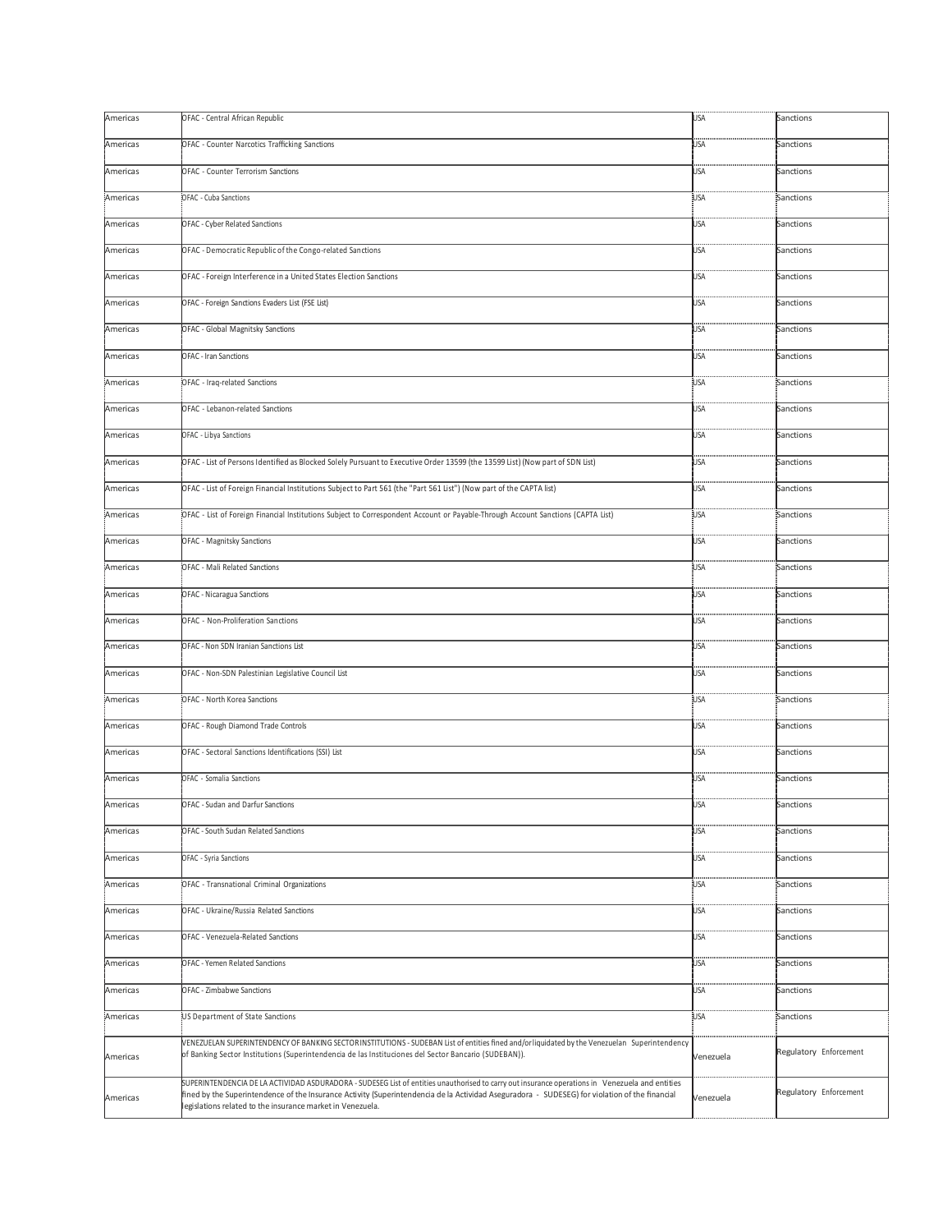| | | | |
|---|---|---|---|
| Americas | OFAC - Central African Republic | USA | Sanctions |
| Americas | OFAC - Counter Narcotics Trafficking Sanctions | USA | Sanctions |
| Americas | OFAC - Counter Terrorism Sanctions | USA | Sanctions |
| Americas | OFAC - Cuba Sanctions | USA | Sanctions |
| Americas | OFAC - Cyber Related Sanctions | USA | Sanctions |
| Americas | OFAC - Democratic Republic of the Congo-related Sanctions | USA | Sanctions |
| Americas | OFAC - Foreign Interference in a United States Election Sanctions | USA | Sanctions |
| Americas | OFAC - Foreign Sanctions Evaders List (FSE List) | USA | Sanctions |
| Americas | OFAC - Global Magnitsky Sanctions | USA | Sanctions |
| Americas | OFAC - Iran Sanctions | USA | Sanctions |
| Americas | OFAC - Iraq-related Sanctions | USA | Sanctions |
| Americas | OFAC - Lebanon-related Sanctions | USA | Sanctions |
| Americas | OFAC - Libya Sanctions | USA | Sanctions |
| Americas | OFAC - List of Persons Identified as Blocked Solely Pursuant to Executive Order 13599 (the 13599 List) (Now part of SDN List) | USA | Sanctions |
| Americas | OFAC - List of Foreign Financial Institutions Subject to Part 561 (the "Part 561 List") (Now part of the CAPTA list) | USA | Sanctions |
| Americas | OFAC - List of Foreign Financial Institutions Subject to Correspondent Account or Payable-Through Account Sanctions (CAPTA List) | USA | Sanctions |
| Americas | OFAC - Magnitsky Sanctions | USA | Sanctions |
| Americas | OFAC - Mali Related Sanctions | USA | Sanctions |
| Americas | OFAC - Nicaragua Sanctions | USA | Sanctions |
| Americas | OFAC - Non-Proliferation Sanctions | USA | Sanctions |
| Americas | OFAC - Non SDN Iranian Sanctions List | USA | Sanctions |
| Americas | OFAC - Non-SDN Palestinian Legislative Council List | USA | Sanctions |
| Americas | OFAC - North Korea Sanctions | USA | Sanctions |
| Americas | OFAC - Rough Diamond Trade Controls | USA | Sanctions |
| Americas | OFAC - Sectoral Sanctions Identifications (SSI) List | USA | Sanctions |
| Americas | OFAC - Somalia Sanctions | USA | Sanctions |
| Americas | OFAC - Sudan and Darfur Sanctions | USA | Sanctions |
| Americas | OFAC - South Sudan Related Sanctions | USA | Sanctions |
| Americas | OFAC - Syria Sanctions | USA | Sanctions |
| Americas | OFAC - Transnational Criminal Organizations | USA | Sanctions |
| Americas | OFAC - Ukraine/Russia Related Sanctions | USA | Sanctions |
| Americas | OFAC - Venezuela-Related Sanctions | USA | Sanctions |
| Americas | OFAC - Yemen Related Sanctions | USA | Sanctions |
| Americas | OFAC - Zimbabwe Sanctions | USA | Sanctions |
| Americas | US Department of State Sanctions | USA | Sanctions |
| Americas | VENEZUELAN SUPERINTENDENCY OF BANKING SECTOR INSTITUTIONS - SUDEBAN List of entities fined and/or liquidated by the Venezuelan Superintendency of Banking Sector Institutions (Superintendencia de las Instituciones del Sector Bancario (SUDEBAN)). | Venezuela | Regulatory Enforcement |
| Americas | SUPERINTENDENCIA DE LA ACTIVIDAD ASEGURADORA - SUDESEG List of entities unauthorised to carry out insurance operations in Venezuela and entities fined by the Superintendence of the Insurance Activity (Superintendencia de la Actividad Aseguradora - SUDESEG) for violation of the financial legislations related to the insurance market in Venezuela. | Venezuela | Regulatory Enforcement |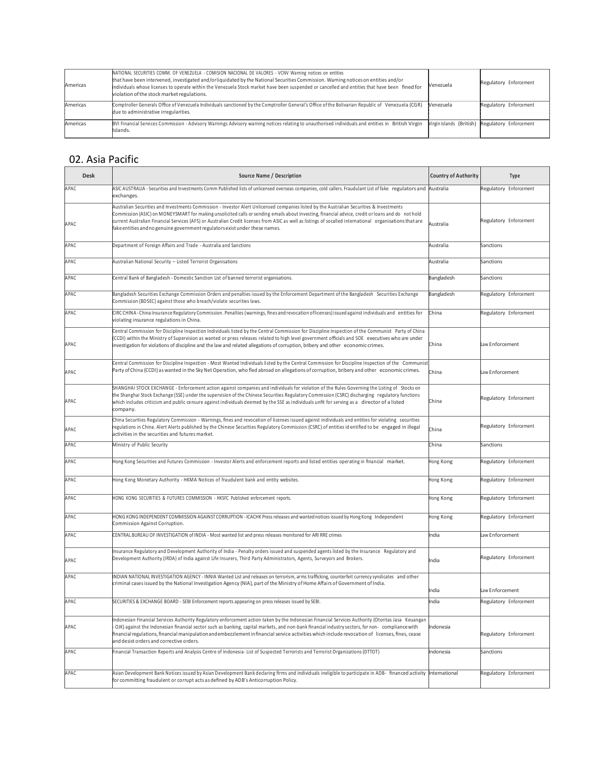| Americas | NATIONAL SECURITIES COMM. OF VENEZUELA - COMISION NACIONAL DE VALORES - VCNV Warning notices on entities that have been intervened, investigated and/or liquidated by the National Securities Commission. Warning notices on entities and/or individuals whose licenses to operate within the Venezuela Stock market have been suspended or cancelled and entities that have been fined for violation of the stock market regulations. | Venezuela | Regulatory Enforcement |
|---|---|---|---|
| Americas | Comptroller Generals Office of Venezuela Individuals sanctioned by the Comptroller General's Office of the Bolivarian Republic of Venezuela (CGR) due to administrative irregularities. | Venezuela | Regulatory Enforcement |
| Americas | BVI Financial Services Commission - Advisory Warnings Advisory warning notices relating to unauthorised individuals and entities in British Virgin Islands. | Virgin Islands (British) | Regulatory Enforcement |

## 02. Asia Pacific

| Desk | Source Name / Description | Country of Authority | Type |
|---|---|---|---|
| APAC | ASIC AUSTRALIA - Securities and Investments Comm Published lists of unlicensed overseas companies, cold callers. Fraudulant List of fake regulators and exchanges. | Australia | Regulatory Enforcement |
| APAC | Australian Securities and Investments Commission - Investor Alert Unlicensed companies listed by the Australian Securities & Investments Commission (ASIC) on MONEYSMART for making unsolicited calls or sending emails about investing, financial advice, credit or loans and do not hold current Australian Financial Services (AFS) or Australian Credit licenses from ASIC as well as listings of socalled international organisations that are fake entities and no genuine government regulators exist under these names. | Australia | Regulatory Enforcement |
| APAC | Department of Foreign Affairs and Trade - Australia and Sanctions | Australia | Sanctions |
| APAC | Australian National Security – Listed Terrorist Organisations | Australia | Sanctions |
| APAC | Central Bank of Bangladesh - Domestic Sanction List of banned terrorist organisations. | Bangladesh | Sanctions |
| APAC | Bangladesh Securities Exchange Commission Orders and penalties issued by the Enforcement Department of the Bangladesh Securities Exchange Commission (BDSEC) against those who breach/violate securities laws. | Bangladesh | Regulatory Enforcement |
| APAC | CIRC CHINA - China Insurance Regulatory Commission. Penalties (warnings, fines and revocation of licenses) issued against individuals and entities for violating insurance regulations in China. | China | Regulatory Enforcement |
| APAC | Central Commission for Discipline Inspection Individuals listed by the Central Commission for Discipline Inspection of the Communist Party of China (CCDI) within the Ministry of Supervision as wanted or press releases related to high level government officials and SOE executives who are under investigation for violations of discipline and the law and related allegations of corruption, bribery and other economic crimes. | China | Law Enforcement |
| APAC | Central Commission for Discipline Inspection - Most Wanted Individuals listed by the Central Commission for Discipline Inspection of the Communist Party of China (CCDI) as wanted in the Sky Net Operation, who fled abroad on allegations of corruption, bribery and other economic crimes. | China | Law Enforcement |
| APAC | SHANGHAI STOCK EXCHANGE - Enforcement action against companies and individuals for violation of the Rules Governing the Listing of Stocks on the Shanghai Stock Exchange (SSE) under the supervision of the Chinese Securities Regulatory Commission (CSRC) discharging regulatory functions which includes criticism and public censure against individuals deemed by the SSE as individuals unfit for serving as a director of a listed company. | China | Regulatory Enforcement |
| APAC | China Securities Regulatory Commission - Warnings, fines and revocation of licenses issued against individuals and entities for violating securities regulations in China. Alert Alerts published by the Chinese Securities Regulatory Commission (CSRC) of entities identified to be engaged in illegal activities in the securities and futures market. | China | Regulatory Enforcement |
| APAC | Ministry of Public Security | China | Sanctions |
| APAC | Hong Kong Securities and Futures Commission - Investor Alerts and enforcement reports and listed entities operating in financial market. | Hong Kong | Regulatory Enforcement |
| APAC | Hong Kong Monetary Authority - HKMA Notices of fraudulent bank and entity websites. | Hong Kong | Regulatory Enforcement |
| APAC | HONG KONG SECURITIES & FUTURES COMMISSION - HKSFC Published enforcement reports. | Hong Kong | Regulatory Enforcement |
| APAC | HONG KONG INDEPENDENT COMMISSION AGAINST CORRUPTION - ICACHK Press releases and wanted notices issued by Hong Kong Independent Commission Against Corruption. | Hong Kong | Regulatory Enforcement |
| APAC | CENTRAL BUREAU OF INVESTIGATION of INDIA - Most wanted list and press releases monitored for ARI RRE crimes | India | Law Enforcement |
| APAC | Insurance Regulatory and Development Authority of India - Penalty orders issued and suspended agents listed by the Insurance Regulatory and Development Authority (IRDA) of India against Life Insurers, Third Party Administrators, Agents, Surveyors and Brokers. | India | Regulatory Enforcement |
| APAC | INDIAN NATIONAL INVESTIGATION AGENCY - INNIA Wanted List and releases on terrorism, arms trafficking, counterfeit currency syndicates and other criminal cases issued by the National Investigation Agency (NIA), part of the Ministry of Home Affairs of Government of India. | India | Law Enforcement |
| APAC | SECURITIES & EXCHANGE BOARD - SEBI Enforcement reports appearing on press releases issued by SEBI. | India | Regulatory Enforcement |
| APAC | Indonesian Financial Services Authority Regulatory enforcement action taken by the Indonesian Financial Services Authority (Otoritas Jasa Keuangan - OJK) against the Indonesian financial sector such as banking, capital markets, and non-bank financial industry sectors, for non- compliance with financial regulations, financial manipulation and embezzlement in financial service activities which include revocation of licenses, fines, cease and desist orders and corrective orders. | Indonesia | Regulatory Enforcement |
| APAC | Financial Transaction Reports and Analysis Centre of Indonesia- List of Suspected Terrorists and Terrorist Organizations (DTTOT) | Indonesia | Sanctions |
| APAC | Asian Development Bank Notices issued by Asian Development Bank declaring firms and individuals ineligible to participate in ADB- financed activity for committing fraudulent or corrupt acts as defined by ADB's Anticorruption Policy. | International | Regulatory Enforcement |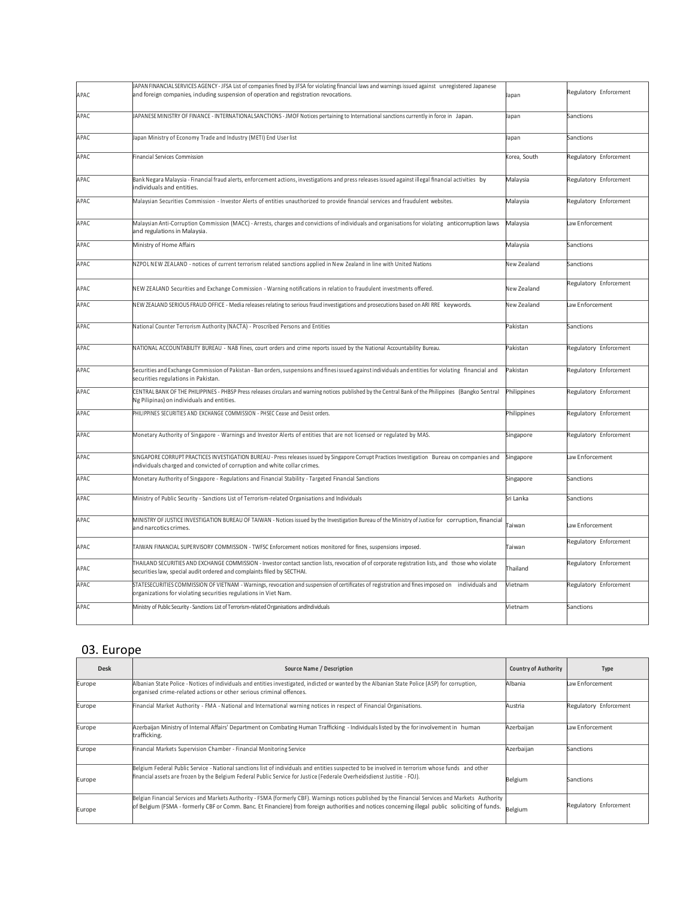| APAC | JAPAN FINANCIAL SERVICES AGENCY - JFSA List of companies fined by JFSA for violating financial laws and warnings issued against unregistered Japanese and foreign companies, including suspension of operation and registration revocations. | Japan | Regulatory Enforcement |
|---|---|---|---|
| APAC | JAPANESE MINISTRY OF FINANCE - INTERNATIONAL SANCTIONS - JMOF Notices pertaining to International sanctions currently in force in Japan. | Japan | Sanctions |
| APAC | Japan Ministry of Economy Trade and Industry (METI) End User list | Japan | Sanctions |
| APAC | Financial Services Commission | Korea, South | Regulatory Enforcement |
| APAC | Bank Negara Malaysia - Financial fraud alerts, enforcement actions, investigations and press releases issued against illegal financial activities by individuals and entities. | Malaysia | Regulatory Enforcement |
| APAC | Malaysian Securities Commission - Investor Alerts of entities unauthorized to provide financial services and fraudulent websites. | Malaysia | Regulatory Enforcement |
| APAC | Malaysian Anti-Corruption Commission (MACC) - Arrests, charges and convictions of individuals and organisations for violating anticorruption laws and regulations in Malaysia. | Malaysia | Law Enforcement |
| APAC | Ministry of Home Affairs | Malaysia | Sanctions |
| APAC | NZPOL NEW ZEALAND - notices of current terrorism related sanctions applied in New Zealand in line with United Nations | New Zealand | Sanctions |
| APAC | NEW ZEALAND Securities and Exchange Commission - Warning notifications in relation to fraudulent investments offered. | New Zealand | Regulatory Enforcement |
| APAC | NEW ZEALAND SERIOUS FRAUD OFFICE - Media releases relating to serious fraud investigations and prosecutions based on ARI RRE keywords. | New Zealand | Law Enforcement |
| APAC | National Counter Terrorism Authority (NACTA) - Proscribed Persons and Entities | Pakistan | Sanctions |
| APAC | NATIONAL ACCOUNTABILITY BUREAU - NAB Fines, court orders and crime reports issued by the National Accountability Bureau. | Pakistan | Regulatory Enforcement |
| APAC | Securities and Exchange Commission of Pakistan - Ban orders, suspensions and fines issued against individuals and entities for violating financial and securities regulations in Pakistan. | Pakistan | Regulatory Enforcement |
| APAC | CENTRAL BANK OF THE PHILIPPINES - PHBSP Press releases circulars and warning notices published by the Central Bank of the Philippines (Bangko Sentral Ng Pilipinas) on individuals and entities. | Philippines | Regulatory Enforcement |
| APAC | PHILIPPINES SECURITIES AND EXCHANGE COMMISSION - PHSEC Cease and Desist orders. | Philippines | Regulatory Enforcement |
| APAC | Monetary Authority of Singapore - Warnings and Investor Alerts of entities that are not licensed or regulated by MAS. | Singapore | Regulatory Enforcement |
| APAC | SINGAPORE CORRUPT PRACTICES INVESTIGATION BUREAU - Press releases issued by Singapore Corrupt Practices Investigation Bureau on companies and individuals charged and convicted of corruption and white collar crimes. | Singapore | Law Enforcement |
| APAC | Monetary Authority of Singapore - Regulations and Financial Stability - Targeted Financial Sanctions | Singapore | Sanctions |
| APAC | Ministry of Public Security - Sanctions List of Terrorism-related Organisations and Individuals | Sri Lanka | Sanctions |
| APAC | MINISTRY OF JUSTICE INVESTIGATION BUREAU OF TAIWAN - Notices issued by the Investigation Bureau of the Ministry of Justice for corruption, financial and narcotics crimes. | Taiwan | Law Enforcement |
| APAC | TAIWAN FINANCIAL SUPERVISORY COMMISSION - TWFSC Enforcement notices monitored for fines, suspensions imposed. | Taiwan | Regulatory Enforcement |
| APAC | THAILAND SECURITIES AND EXCHANGE COMMISSION - Investor contact sanction lists, revocation of of corporate registration lists, and those who violate securities law, special audit ordered and complaints filed by SECTHAI. | Thailand | Regulatory Enforcement |
| APAC | STATESECURITIES COMMISSION OF VIETNAM - Warnings, revocation and suspension of certificates of registration and fines imposed on individuals and organizations for violating securities regulations in Viet Nam. | Vietnam | Regulatory Enforcement |
| APAC | Ministry of Public Security - Sanctions List of Terrorism-related Organisations andIndividuals | Vietnam | Sanctions |

## 03. Europe

| Desk | Source Name / Description | Country of Authority | Type |
|---|---|---|---|
| Europe | Albanian State Police - Notices of individuals and entities investigated, indicted or wanted by the Albanian State Police (ASP) for corruption, organised crime-related actions or other serious criminal offences. | Albania | Law Enforcement |
| Europe | Financial Market Authority - FMA - National and International warning notices in respect of Financial Organisations. | Austria | Regulatory Enforcement |
| Europe | Azerbaijan Ministry of Internal Affairs' Department on Combating Human Trafficking - Individuals listed by the for involvement in human trafficking. | Azerbaijan | Law Enforcement |
| Europe | Financial Markets Supervision Chamber - Financial Monitoring Service | Azerbaijan | Sanctions |
| Europe | Belgium Federal Public Service - National sanctions list of individuals and entities suspected to be involved in terrorism whose funds and other financial assets are frozen by the Belgium Federal Public Service for Justice (Federale Overheidsdienst Justitie - FOJ). | Belgium | Sanctions |
| Europe | Belgian Financial Services and Markets Authority - FSMA (formerly CBF). Warnings notices published by the Financial Services and Markets Authority of Belgium (FSMA - formerly CBF or Comm. Banc. Et Financiere) from foreign authorities and notices concerning illegal public soliciting of funds. | Belgium | Regulatory Enforcement |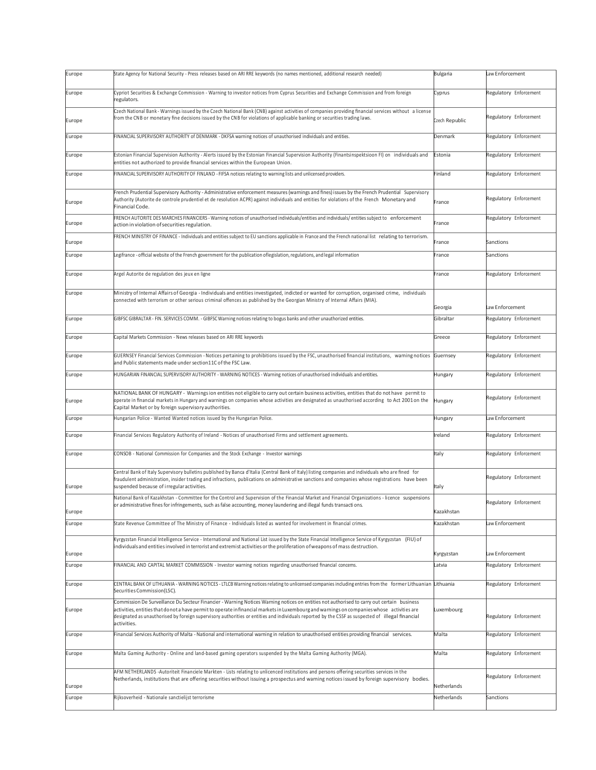| Europe | State Agency for National Security - Press releases based on ARI RRE keywords (no names mentioned, additional research needed) | Bulgaria | Law Enforcement |
|---|---|---|---|
| Europe | Cypriot Securities & Exchange Commission - Warning to investor notices from Cyprus Securities and Exchange Commission and from foreign regulators. | Cyprus | Regulatory Enforcement |
| Europe | Czech National Bank - Warnings issued by the Czech National Bank (CNB) against activities of companies providing financial services without a license from the CNB or monetary fine decisions issued by the CNB for violations of applicable banking or securities trading laws. | Czech Republic | Regulatory Enforcement |
| Europe | FINANCIAL SUPERVISORY AUTHORITY of DENMARK - DKFSA warning notices of unauthorised individuals and entities. | Denmark | Regulatory Enforcement |
| Europe | Estonian Financial Supervision Authority - Alerts issued by the Estonian Financial Supervision Authority (Finantsinspektsioon FI) on individuals and entities not authorized to provide financial services within the European Union. | Estonia | Regulatory Enforcement |
| Europe | FINANCIAL SUPERVISORY AUTHORITY OF FINLAND - FIFSA notices relating to warning lists and unlicensed providers. | Finland | Regulatory Enforcement |
| Europe | French Prudential Supervisory Authority - Administrative enforcement measures (warnings and fines) issues by the French Prudential Supervisory Authority (Autorite de controle prudentiel et de resolution ACPR) against individuals and entities for violations of the French Monetary and Financial Code. | France | Regulatory Enforcement |
| Europe | FRENCH AUTORITE DES MARCHES FINANCIERS - Warning notices of unauthorised individuals/entities and individuals/ entities subject to enforcement action in violation of securities regulation. | France | Regulatory Enforcement |
| Europe | FRENCH MINISTRY OF FINANCE - Individuals and entities subject to EU sanctions applicable in France and the French national list relating to terrorism. | France | Sanctions |
| Europe | Legifrance - official website of the French government for the publication oflegislation, regulations, and legal information | France | Sanctions |
| Europe | Argel Autorite de regulation des jeux en ligne | France | Regulatory Enforcement |
| Europe | Ministry of Internal Affairs of Georgia - Individuals and entities investigated, indicted or wanted for corruption, organised crime, individuals connected with terrorism or other serious criminal offences as published by the Georgian Ministry of Internal Affairs (MIA). | Georgia | Law Enforcement |
| Europe | GIBFSC GIBRALTAR - FIN. SERVICES COMM. - GIBFSC Warning notices relating to bogus banks and other unauthorized entities. | Gibraltar | Regulatory Enforcement |
| Europe | Capital Markets Commission - News releases based on ARI RRE keywords | Greece | Regulatory Enforcement |
| Europe | GUERNSEY Financial Services Commission - Notices pertaining to prohibitions issued by the FSC, unauthorised financial institutions, warning notices and Public statements made under section11C of the FSC Law. | Guernsey | Regulatory Enforcement |
| Europe | HUNGARIAN FINANCIAL SUPERVISORY AUTHORITY - WARNING NOTICES - Warning notices of unauthorised individuals and entities. | Hungary | Regulatory Enforcement |
| Europe | NATIONAL BANK OF HUNGARY - Warnings ion entities not eligible to carry out certain business activities, entities that do not have permit to operate in financial markets in Hungary and warnings on companies whose activities are designated as unauthorised according to Act 2001 on the Capital Market or by foreign supervisory authorities. | Hungary | Regulatory Enforcement |
| Europe | Hungarian Police - Wanted Wanted notices issued by the Hungarian Police. | Hungary | Law Enforcement |
| Europe | Financial Services Regulatory Authority of Ireland - Notices of unauthorised Firms and settlement agreements. | Ireland | Regulatory Enforcement |
| Europe | CONSOB - National Commission for Companies and the Stock Exchange - Investor warnings | Italy | Regulatory Enforcement |
| Europe | Central Bank of Italy Supervisory bulletins published by Banca d'Italia (Central Bank of Italy) listing companies and individuals who are fined for fraudulent administration, insider trading and infractions, publications on administrative sanctions and companies whose registrations have been suspended because of irregular activities. | Italy | Regulatory Enforcement |
| Europe | National Bank of Kazakhstan - Committee for the Control and Supervision of the Financial Market and Financial Organizations - licence suspensions or administrative fines for infringements, such as false accounting, money laundering and illegal funds transactions. | Kazakhstan | Regulatory Enforcement |
| Europe | State Revenue Committee of The Ministry of Finance - Individuals listed as wanted for involvement in financial crimes. | Kazakhstan | Law Enforcement |
| Europe | Kyrgyzstan Financial Intelligence Service - International and National List issued by the State Financial Intelligence Service of Kyrgyzstan (FIU) of individuals and entities involved in terrorist and extremist activities or the proliferation of weapons of mass destruction. | Kyrgyzstan | Law Enforcement |
| Europe | FINANCIAL AND CAPITAL MARKET COMMISSION - Investor warning notices regarding unauthorised financial concerns. | Latvia | Regulatory Enforcement |
| Europe | CENTRAL BANK OF LITHUANIA - WARNING NOTICES - LTLCB Warning notices relating to unlicensed companies including entries from the former Lithuanian Securities Commission(LSC). | Lithuania | Regulatory Enforcement |
| Europe | Commission De Surveillance Du Secteur Financier - Warning Notices Warning notices on entities not authorised to carry out certain business activities, entities that do not a have permit to operate in financial markets in Luxembourg and warnings on companies whose activities are designated as unauthorised by foreign supervisory authorities or entities and individuals reported by the CSSF as suspected of illegal financial activities. | Luxembourg | Regulatory Enforcement |
| Europe | Financial Services Authority of Malta - National and international warning in relation to unauthorised entities providing financial services. | Malta | Regulatory Enforcement |
| Europe | Malta Gaming Authority - Online and land-based gaming operators suspended by the Malta Gaming Authority (MGA). | Malta | Regulatory Enforcement |
| Europe | AFM NETHERLANDS -Autoriteit Financiele Markten - Lists relating to unlicenced institutions and persons offering securities services in the Netherlands, institutions that are offering securities without issuing a prospectus and warning notices issued by foreign supervisory bodies. | Netherlands | Regulatory Enforcement |
| Europe | Rijksoverheid - Nationale sanctielijst terrorisme | Netherlands | Sanctions |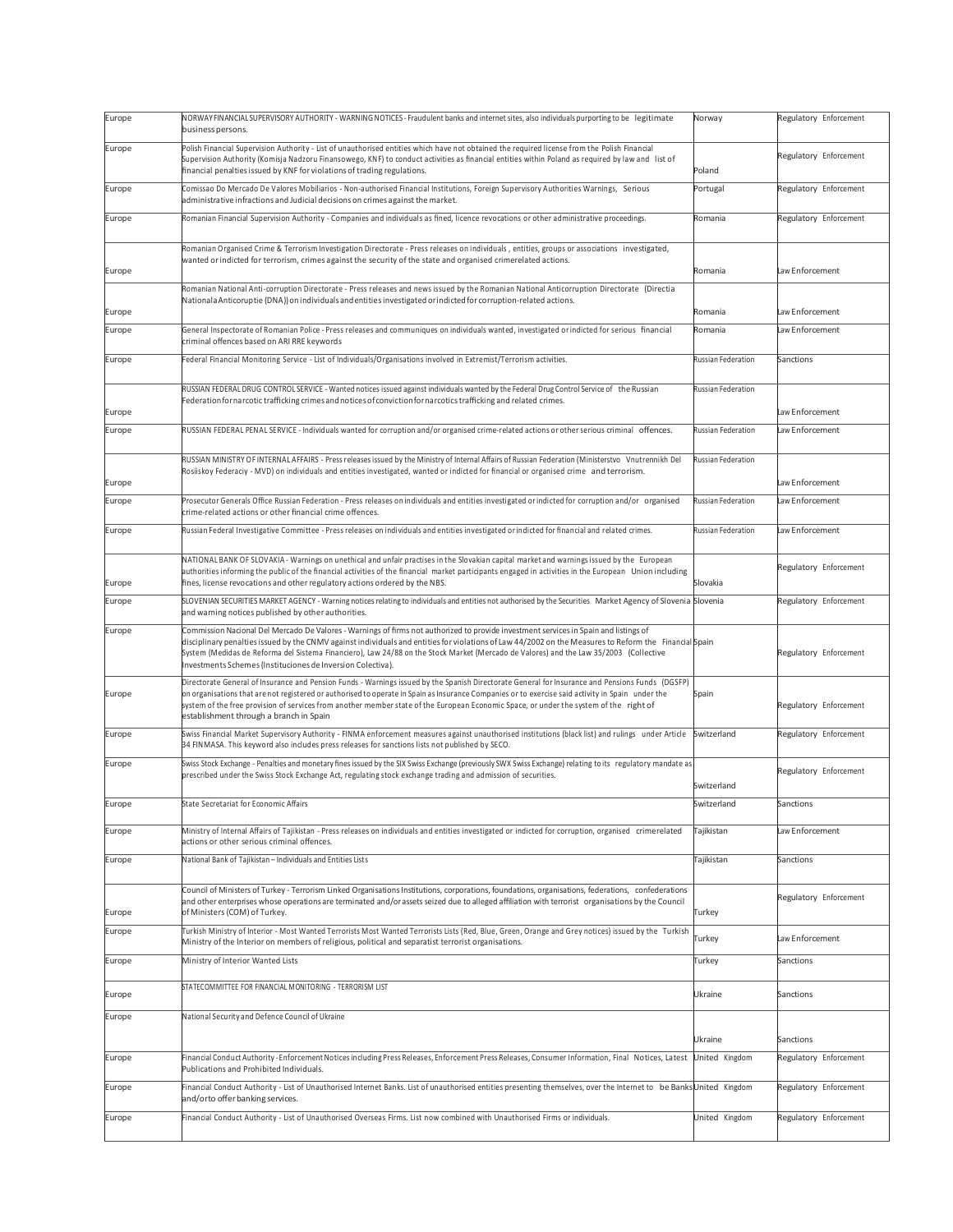| Europe | NORWAY FINANCIAL SUPERVISORY AUTHORITY - WARNING NOTICES - Fraudulent banks and internet sites, also individuals purporting to be legitimate business persons. | Norway | Regulatory Enforcement |
|---|---|---|---|
| Europe | Polish Financial Supervision Authority - List of unauthorised entities which have not obtained the required license from the Polish Financial Supervision Authority (Komisja Nadzoru Finansowego, KNF) to conduct activities as financial entities within Poland as required by law and list of financial penalties issued by KNF for violations of trading regulations. | Poland | Regulatory Enforcement |
| Europe | Comissao Do Mercado De Valores Mobiliarios - Non-authorised Financial Institutions, Foreign Supervisory Authorities Warnings, Serious administrative infractions and Judicial decisions on crimes against the market. | Portugal | Regulatory Enforcement |
| Europe | Romanian Financial Supervision Authority - Companies and individuals as fined, licence revocations or other administrative proceedings. | Romania | Regulatory Enforcement |
| Europe | Romanian Organised Crime & Terrorism Investigation Directorate - Press releases on individuals , entities, groups or associations investigated, wanted or indicted for terrorism, crimes against the security of the state and organised crimerelated actions. | Romania | Law Enforcement |
| Europe | Romanian National Anti-corruption Directorate - Press releases and news issued by the Romanian National Anticorruption Directorate (Directia Nationala Anticoruptie (DNA)) on individuals and entities investigated or indicted for corruption-related actions. | Romania | Law Enforcement |
| Europe | General Inspectorate of Romanian Police - Press releases and communiques on individuals wanted, investigated or indicted for serious financial criminal offences based on ARI RRE keywords | Romania | Law Enforcement |
| Europe | Federal Financial Monitoring Service - List of Individuals/Organisations involved in Extremist/Terrorism activities. | Russian Federation | Sanctions |
| Europe | RUSSIAN FEDERAL DRUG CONTROL SERVICE - Wanted notices issued against individuals wanted by the Federal Drug Control Service of the Russian Federation for narcotic trafficking crimes and notices of conviction for narcotics trafficking and related crimes. | Russian Federation | Law Enforcement |
| Europe | RUSSIAN FEDERAL PENAL SERVICE - Individuals wanted for corruption and/or organised crime-related actions or other serious criminal offences. | Russian Federation | Law Enforcement |
| Europe | RUSSIAN MINISTRY OF INTERNAL AFFAIRS - Press releases issued by the Ministry of Internal Affairs of Russian Federation (Ministerstvo Vnutrennikh Del Rosiiskoy Federaciy - MVD) on individuals and entities investigated, wanted or indicted for financial or organised crime and terrorism. | Russian Federation | Law Enforcement |
| Europe | Prosecutor Generals Office Russian Federation - Press releases on individuals and entities investigated or indicted for corruption and/or organised crime-related actions or other financial crime offences. | Russian Federation | Law Enforcement |
| Europe | Russian Federal Investigative Committee - Press releases on individuals and entities investigated or indicted for financial and related crimes. | Russian Federation | Law Enforcement |
| Europe | NATIONAL BANK OF SLOVAKIA - Warnings on unethical and unfair practises in the Slovakian capital market and warnings issued by the European authorities informing the public of the financial activities of the financial market participants engaged in activities in the European Union including fines, license revocations and other regulatory actions ordered by the NBS. | Slovakia | Regulatory Enforcement |
| Europe | SLOVENIAN SECURITIES MARKET AGENCY - Warning notices relating to individuals and entities not authorised by the Securities Market Agency of Slovenia and warning notices published by other authorities. | Slovenia | Regulatory Enforcement |
| Europe | Commission Nacional Del Mercado De Valores - Warnings of firms not authorized to provide investment services in Spain and listings of disciplinary penalties issued by the CNMV against individuals and entities for violations of Law 44/2002 on the Measures to Reform the Financial System (Medidas de Reforma del Sistema Financiero), Law 24/88 on the Stock Market (Mercado de Valores) and the Law 35/2003 (Collective Investments Schemes (Instituciones de Inversion Colectiva). | Spain | Regulatory Enforcement |
| Europe | Directorate General of Insurance and Pension Funds - Warnings issued by the Spanish Directorate General for Insurance and Pensions Funds (DGSFP) on organisations that are not registered or authorised to operate in Spain as Insurance Companies or to exercise said activity in Spain under the system of the free provision of services from another member state of the European Economic Space, or under the system of the right of establishment through a branch in Spain | Spain | Regulatory Enforcement |
| Europe | Swiss Financial Market Supervisory Authority - FINMA enforcement measures against unauthorised institutions (black list) and rulings under Article 34 FINMASA. This keyword also includes press releases for sanctions lists not published by SECO. | Switzerland | Regulatory Enforcement |
| Europe | Swiss Stock Exchange - Penalties and monetary fines issued by the SIX Swiss Exchange (previously SWX Swiss Exchange) relating to its regulatory mandate as prescribed under the Swiss Stock Exchange Act, regulating stock exchange trading and admission of securities. | Switzerland | Regulatory Enforcement |
| Europe | State Secretariat for Economic Affairs | Switzerland | Sanctions |
| Europe | Ministry of Internal Affairs of Tajikistan - Press releases on individuals and entities investigated or indicted for corruption, organised crimerelated actions or other serious criminal offences. | Tajikistan | Law Enforcement |
| Europe | National Bank of Tajikistan – Individuals and Entities Lists | Tajikistan | Sanctions |
| Europe | Council of Ministers of Turkey - Terrorism Linked Organisations Institutions, corporations, foundations, organisations, federations, confederations and other enterprises whose operations are terminated and/or assets seized due to alleged affiliation with terrorist organisations by the Council of Ministers (COM) of Turkey. | Turkey | Regulatory Enforcement |
| Europe | Turkish Ministry of Interior - Most Wanted Terrorists Most Wanted Terrorists Lists (Red, Blue, Green, Orange and Grey notices) issued by the Turkish Ministry of the Interior on members of religious, political and separatist terrorist organisations. | Turkey | Law Enforcement |
| Europe | Ministry of Interior Wanted Lists | Turkey | Sanctions |
| Europe | STATE COMMITTEE FOR FINANCIAL MONITORING - TERRORISM LIST | Ukraine | Sanctions |
| Europe | National Security and Defence Council of Ukraine | Ukraine | Sanctions |
| Europe | Financial Conduct Authority - Enforcement Notices including Press Releases, Enforcement Press Releases, Consumer Information, Final Notices, Latest Publications and Prohibited Individuals. | United Kingdom | Regulatory Enforcement |
| Europe | Financial Conduct Authority - List of Unauthorised Internet Banks. List of unauthorised entities presenting themselves, over the Internet to be Banks and/or to offer banking services. | United Kingdom | Regulatory Enforcement |
| Europe | Financial Conduct Authority - List of Unauthorised Overseas Firms. List now combined with Unauthorised Firms or individuals. | United Kingdom | Regulatory Enforcement |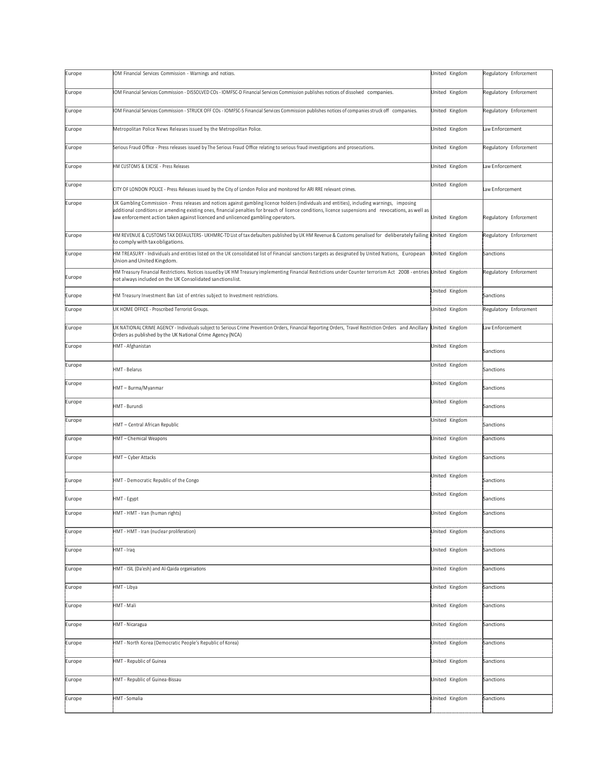| | | | |
|---|---|---|---|
| Europe | IOM Financial Services Commission - Warnings and notices. | United Kingdom | Regulatory Enforcement |
| Europe | IOM Financial Services Commission - DISSOLVED COs - IOMFSC-D Financial Services Commission publishes notices of dissolved companies. | United Kingdom | Regulatory Enforcement |
| Europe | IOM Financial Services Commission - STRUCK OFF COs - IOMFSC-S Financial Services Commission publishes notices of companies struck off companies. | United Kingdom | Regulatory Enforcement |
| Europe | Metropolitan Police News Releases issued by the Metropolitan Police. | United Kingdom | Law Enforcement |
| Europe | Serious Fraud Office - Press releases issued by The Serious Fraud Office relating to serious fraud investigations and prosecutions. | United Kingdom | Regulatory Enforcement |
| Europe | HM CUSTOMS & EXCISE - Press Releases | United Kingdom | Law Enforcement |
| Europe | CITY OF LONDON POLICE - Press Releases issued by the City of London Police and monitored for ARI RRE relevant crimes. | United Kingdom | Law Enforcement |
| Europe | UK Gambling Commission - Press releases and notices against gambling licence holders (individuals and entities), including warnings, imposing additional conditions or amending existing ones, financial penalties for breach of licence conditions, licence suspensions and revocations, as well as law enforcement action taken against licenced and unlicenced gambling operators. | United Kingdom | Regulatory Enforcement |
| Europe | HM REVENUE & CUSTOMS TAX DEFAULTERS - UKHMRC-TD List of tax defaulters published by UK HM Revenue & Customs penalised for deliberately failing to comply with tax obligations. | United Kingdom | Regulatory Enforcement |
| Europe | HM TREASURY - Individuals and entities listed on the UK consolidated list of Financial sanctions targets as designated by United Nations, European Union and United Kingdom. | United Kingdom | Sanctions |
| Europe | HM Treasury Financial Restrictions. Notices issued by UK HM Treasury implementing Financial Restrictions under Counter terrorism Act 2008 - entries not always included on the UK Consolidated sanctions list. | United Kingdom | Regulatory Enforcement |
| Europe | HM Treasury Investment Ban List of entries subject to Investment restrictions. | United Kingdom | Sanctions |
| Europe | UK HOME OFFICE - Proscribed Terrorist Groups. | United Kingdom | Regulatory Enforcement |
| Europe | UK NATIONAL CRIME AGENCY - Individuals subject to Serious Crime Prevention Orders, Financial Reporting Orders, Travel Restriction Orders and Ancillary Orders as published by the UK National Crime Agency (NCA) | United Kingdom | Law Enforcement |
| Europe | HMT - Afghanistan | United Kingdom | Sanctions |
| Europe | HMT - Belarus | United Kingdom | Sanctions |
| Europe | HMT – Burma/Myanmar | United Kingdom | Sanctions |
| Europe | HMT - Burundi | United Kingdom | Sanctions |
| Europe | HMT – Central African Republic | United Kingdom | Sanctions |
| Europe | HMT – Chemical Weapons | United Kingdom | Sanctions |
| Europe | HMT – Cyber Attacks | United Kingdom | Sanctions |
| Europe | HMT - Democratic Republic of the Congo | United Kingdom | Sanctions |
| Europe | HMT - Egypt | United Kingdom | Sanctions |
| Europe | HMT - HMT - Iran (human rights) | United Kingdom | Sanctions |
| Europe | HMT - HMT - Iran (nuclear proliferation) | United Kingdom | Sanctions |
| Europe | HMT - Iraq | United Kingdom | Sanctions |
| Europe | HMT - ISIL (Da'esh) and Al-Qaida organisations | United Kingdom | Sanctions |
| Europe | HMT - Libya | United Kingdom | Sanctions |
| Europe | HMT - Mali | United Kingdom | Sanctions |
| Europe | HMT - Nicaragua | United Kingdom | Sanctions |
| Europe | HMT - North Korea (Democratic People's Republic of Korea) | United Kingdom | Sanctions |
| Europe | HMT - Republic of Guinea | United Kingdom | Sanctions |
| Europe | HMT - Republic of Guinea-Bissau | United Kingdom | Sanctions |
| Europe | HMT - Somalia | United Kingdom | Sanctions |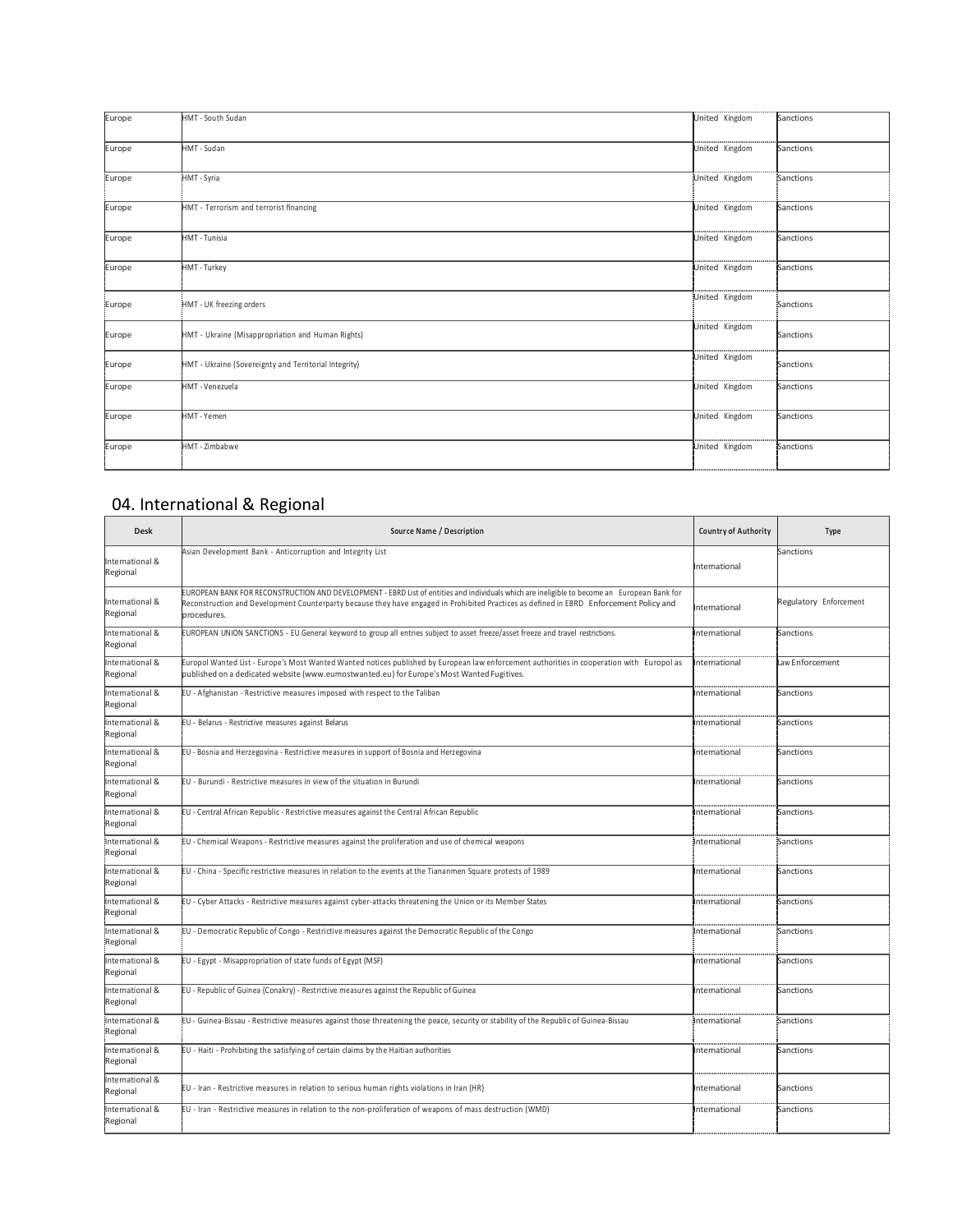| Europe | HMT - South Sudan | United Kingdom | Sanctions |
|---|---|---|---|
| Europe | HMT - Sudan | United Kingdom | Sanctions |
| Europe | HMT - Syria | United Kingdom | Sanctions |
| Europe | HMT - Terrorism and terrorist financing | United Kingdom | Sanctions |
| Europe | HMT - Tunisia | United Kingdom | Sanctions |
| Europe | HMT - Turkey | United Kingdom | Sanctions |
| Europe | HMT - UK freezing orders | United Kingdom | Sanctions |
| Europe | HMT - Ukraine (Misappropriation and Human Rights) | United Kingdom | Sanctions |
| Europe | HMT - Ukraine (Sovereignty and Territorial Integrity) | United Kingdom | Sanctions |
| Europe | HMT - Venezuela | United Kingdom | Sanctions |
| Europe | HMT - Yemen | United Kingdom | Sanctions |
| Europe | HMT - Zimbabwe | United Kingdom | Sanctions |

## 04. International & Regional

| Desk | Source Name / Description | Country of Authority | Type |
|---|---|---|---|
| International & Regional | Asian Development Bank - Anticorruption and Integrity List | International | Sanctions |
| International & Regional | EUROPEAN BANK FOR RECONSTRUCTION AND DEVELOPMENT - EBRD List of entities and individuals which are ineligible to become an European Bank for Reconstruction and Development Counterparty because they have engaged in Prohibited Practices as defined in EBRD Enforcement Policy and procedures. | International | Regulatory Enforcement |
| International & Regional | EUROPEAN UNION SANCTIONS - EU General keyword to group all entries subject to asset freeze/asset freeze and travel restrictions. | International | Sanctions |
| International & Regional | Europol Wanted List - Europe's Most Wanted Wanted notices published by European law enforcement authorities in cooperation with Europol as published on a dedicated website (www.eumostwanted.eu) for Europe's Most Wanted Fugitives. | International | Law Enforcement |
| International & Regional | EU - Afghanistan - Restrictive measures imposed with respect to the Taliban | International | Sanctions |
| International & Regional | EU - Belarus - Restrictive measures against Belarus | International | Sanctions |
| International & Regional | EU - Bosnia and Herzegovina - Restrictive measures in support of Bosnia and Herzegovina | International | Sanctions |
| International & Regional | EU - Burundi - Restrictive measures in view of the situation in Burundi | International | Sanctions |
| International & Regional | EU - Central African Republic - Restrictive measures against the Central African Republic | International | Sanctions |
| International & Regional | EU - Chemical Weapons - Restrictive measures against the proliferation and use of chemical weapons | International | Sanctions |
| International & Regional | EU - China - Specific restrictive measures in relation to the events at the Tiananmen Square protests of 1989 | International | Sanctions |
| International & Regional | EU - Cyber Attacks - Restrictive measures against cyber-attacks threatening the Union or its Member States | International | Sanctions |
| International & Regional | EU - Democratic Republic of Congo - Restrictive measures against the Democratic Republic of the Congo | International | Sanctions |
| International & Regional | EU - Egypt - Misappropriation of state funds of Egypt (MSF) | International | Sanctions |
| International & Regional | EU - Republic of Guinea (Conakry) - Restrictive measures against the Republic of Guinea | International | Sanctions |
| International & Regional | EU - Guinea-Bissau - Restrictive measures against those threatening the peace, security or stability of the Republic of Guinea-Bissau | International | Sanctions |
| International & Regional | EU - Haiti - Prohibiting the satisfying of certain claims by the Haitian authorities | International | Sanctions |
| International & Regional | EU - Iran - Restrictive measures in relation to serious human rights violations in Iran (HR) | International | Sanctions |
| International & Regional | EU - Iran - Restrictive measures in relation to the non-proliferation of weapons of mass destruction (WMD) | International | Sanctions |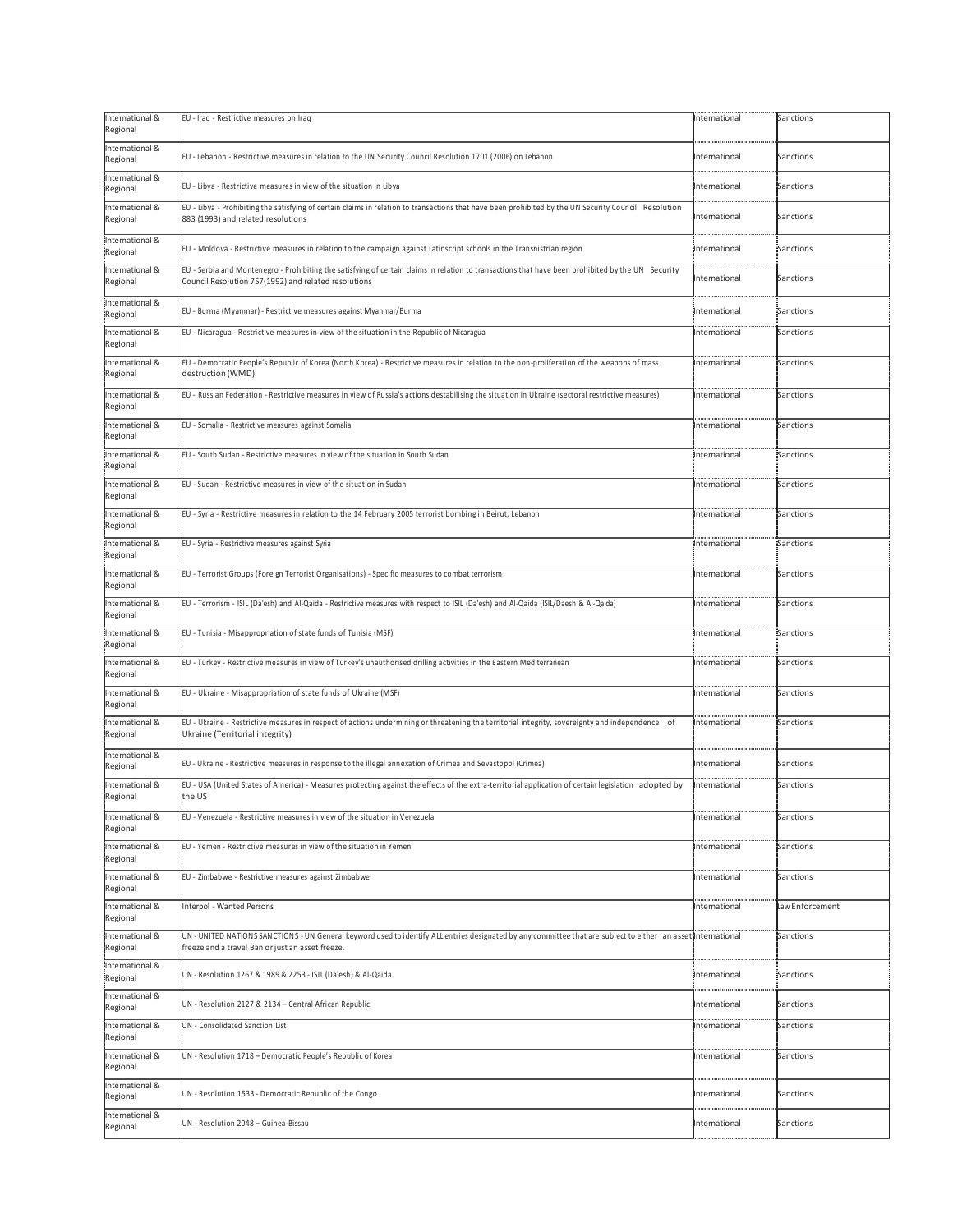| International & Regional | EU - Iraq - Restrictive measures on Iraq | International | Sanctions |
|---|---|---|---|
| International & Regional | EU - Lebanon - Restrictive measures in relation to the UN Security Council Resolution 1701 (2006) on Lebanon | International | Sanctions |
| International & Regional | EU - Libya - Restrictive measures in view of the situation in Libya | International | Sanctions |
| International & Regional | EU - Libya - Prohibiting the satisfying of certain claims in relation to transactions that have been prohibited by the UN Security Council Resolution 883 (1993) and related resolutions | International | Sanctions |
| International & Regional | EU - Moldova - Restrictive measures in relation to the campaign against Latinscript schools in the Transnistrian region | International | Sanctions |
| International & Regional | EU - Serbia and Montenegro - Prohibiting the satisfying of certain claims in relation to transactions that have been prohibited by the UN Security Council Resolution 757(1992) and related resolutions | International | Sanctions |
| International & Regional | EU - Burma (Myanmar) - Restrictive measures against Myanmar/Burma | International | Sanctions |
| International & Regional | EU - Nicaragua - Restrictive measures in view of the situation in the Republic of Nicaragua | International | Sanctions |
| International & Regional | EU - Democratic People's Republic of Korea (North Korea) - Restrictive measures in relation to the non-proliferation of the weapons of mass destruction (WMD) | International | Sanctions |
| International & Regional | EU - Russian Federation - Restrictive measures in view of Russia's actions destabilising the situation in Ukraine (sectoral restrictive measures) | International | Sanctions |
| International & Regional | EU - Somalia - Restrictive measures against Somalia | International | Sanctions |
| International & Regional | EU - South Sudan - Restrictive measures in view of the situation in South Sudan | International | Sanctions |
| International & Regional | EU - Sudan - Restrictive measures in view of the situation in Sudan | International | Sanctions |
| International & Regional | EU - Syria - Restrictive measures in relation to the 14 February 2005 terrorist bombing in Beirut, Lebanon | International | Sanctions |
| International & Regional | EU - Syria - Restrictive measures against Syria | International | Sanctions |
| International & Regional | EU - Terrorist Groups (Foreign Terrorist Organisations) - Specific measures to combat terrorism | International | Sanctions |
| International & Regional | EU - Terrorism - ISIL (Da'esh) and Al-Qaida - Restrictive measures with respect to ISIL (Da'esh) and Al-Qaida (ISIL/Daesh & Al-Qaida) | International | Sanctions |
| International & Regional | EU - Tunisia - Misappropriation of state funds of Tunisia (MSF) | International | Sanctions |
| International & Regional | EU - Turkey - Restrictive measures in view of Turkey's unauthorised drilling activities in the Eastern Mediterranean | International | Sanctions |
| International & Regional | EU - Ukraine - Misappropriation of state funds of Ukraine (MSF) | International | Sanctions |
| International & Regional | EU - Ukraine - Restrictive measures in respect of actions undermining or threatening the territorial integrity, sovereignty and independence of Ukraine (Territorial integrity) | International | Sanctions |
| International & Regional | EU - Ukraine - Restrictive measures in response to the illegal annexation of Crimea and Sevastopol (Crimea) | International | Sanctions |
| International & Regional | EU - USA (United States of America) - Measures protecting against the effects of the extra-territorial application of certain legislation adopted by the US | International | Sanctions |
| International & Regional | EU - Venezuela - Restrictive measures in view of the situation in Venezuela | International | Sanctions |
| International & Regional | EU - Yemen - Restrictive measures in view of the situation in Yemen | International | Sanctions |
| International & Regional | EU - Zimbabwe - Restrictive measures against Zimbabwe | International | Sanctions |
| International & Regional | Interpol - Wanted Persons | International | Law Enforcement |
| International & Regional | UN - UNITED NATIONS SANCTIONS - UN General keyword used to identify ALL entries designated by any committee that are subject to either an asset freeze and a travel Ban or just an asset freeze. | International | Sanctions |
| International & Regional | UN - Resolution 1267 & 1989 & 2253 - ISIL (Da'esh) & Al-Qaida | International | Sanctions |
| International & Regional | UN - Resolution 2127 & 2134 – Central African Republic | International | Sanctions |
| International & Regional | UN - Consolidated Sanction List | International | Sanctions |
| International & Regional | UN - Resolution 1718 – Democratic People's Republic of Korea | International | Sanctions |
| International & Regional | UN - Resolution 1533 - Democratic Republic of the Congo | International | Sanctions |
| International & Regional | UN - Resolution 2048 – Guinea-Bissau | International | Sanctions |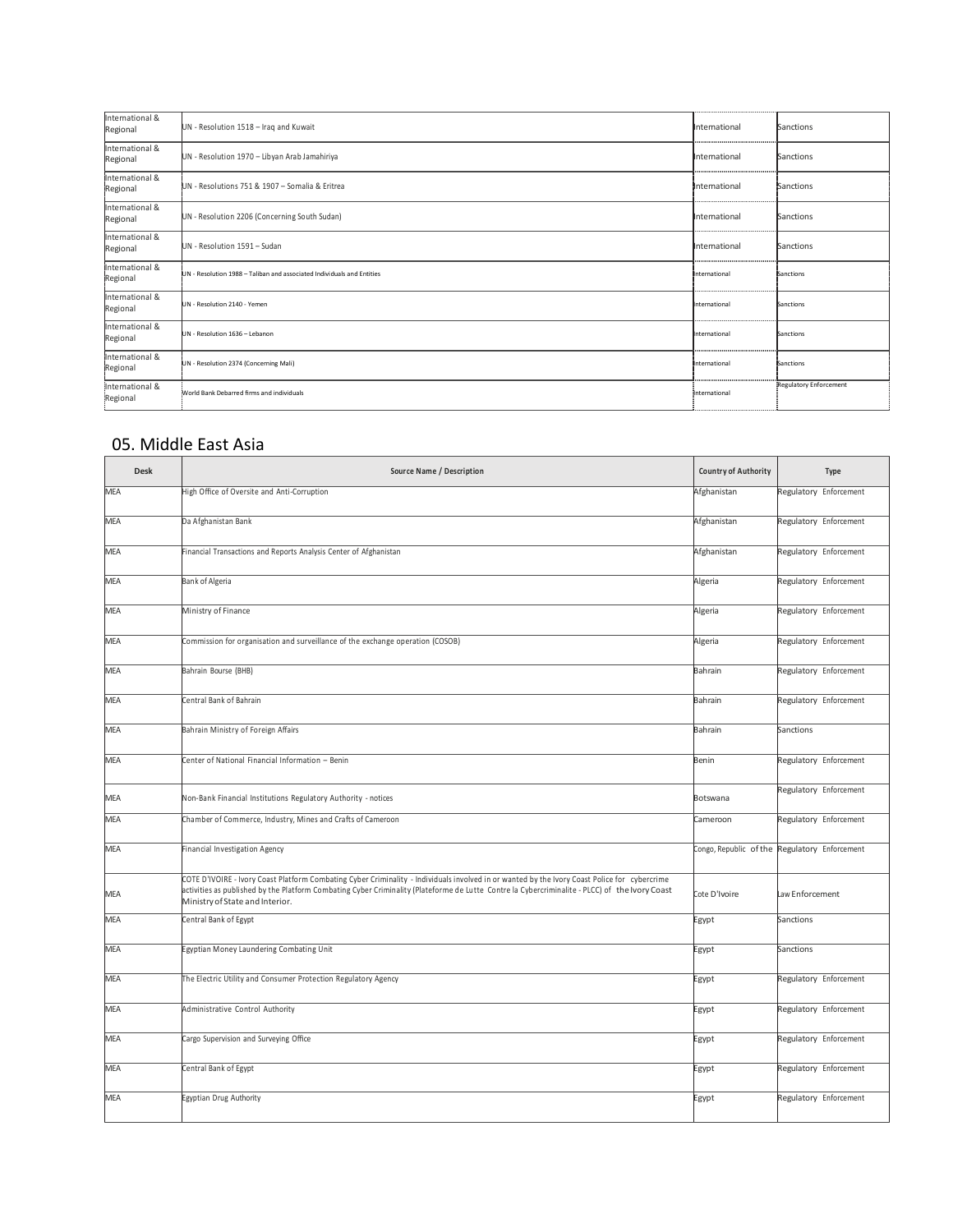| | | | |
|---|---|---|---|
| International & Regional | UN - Resolution 1518 – Iraq and Kuwait | International | Sanctions |
| International & Regional | UN - Resolution 1970 – Libyan Arab Jamahiriya | International | Sanctions |
| International & Regional | UN - Resolutions 751 & 1907 – Somalia & Eritrea | International | Sanctions |
| International & Regional | UN - Resolution 2206 (Concerning South Sudan) | International | Sanctions |
| International & Regional | UN - Resolution 1591 – Sudan | International | Sanctions |
| International & Regional | UN - Resolution 1988 – Taliban and associated Individuals and Entities | International | Sanctions |
| International & Regional | UN - Resolution 2140 - Yemen | International | Sanctions |
| International & Regional | UN - Resolution 1636 – Lebanon | International | Sanctions |
| International & Regional | UN - Resolution 2374 (Concerning Mali) | International | Sanctions |
| International & Regional | World Bank Debarred firms and individuals | International | Regulatory Enforcement |

## 05. Middle East Asia

| Desk | Source Name / Description | Country of Authority | Type |
|---|---|---|---|
| MEA | High Office of Oversite and Anti-Corruption | Afghanistan | Regulatory Enforcement |
| MEA | Da Afghanistan Bank | Afghanistan | Regulatory Enforcement |
| MEA | Financial Transactions and Reports Analysis Center of Afghanistan | Afghanistan | Regulatory Enforcement |
| MEA | Bank of Algeria | Algeria | Regulatory Enforcement |
| MEA | Ministry of Finance | Algeria | Regulatory Enforcement |
| MEA | Commission for organisation and surveillance of the exchange operation (COSOB) | Algeria | Regulatory Enforcement |
| MEA | Bahrain Bourse (BHB) | Bahrain | Regulatory Enforcement |
| MEA | Central Bank of Bahrain | Bahrain | Regulatory Enforcement |
| MEA | Bahrain Ministry of Foreign Affairs | Bahrain | Sanctions |
| MEA | Center of National Financial Information – Benin | Benin | Regulatory Enforcement |
| MEA | Non-Bank Financial Institutions Regulatory Authority - notices | Botswana | Regulatory Enforcement |
| MEA | Chamber of Commerce, Industry, Mines and Crafts of Cameroon | Cameroon | Regulatory Enforcement |
| MEA | Financial Investigation Agency | Congo, Republic of the | Regulatory Enforcement |
| MEA | COTE D'IVOIRE - Ivory Coast Platform Combating Cyber Criminality - Individuals involved in or wanted by the Ivory Coast Police for cybercrime activities as published by the Platform Combating Cyber Criminality (Plateforme de Lutte Contre la Cybercriminalite - PLCC) of the Ivory Coast Ministry of State and Interior. | Cote D'Ivoire | Law Enforcement |
| MEA | Central Bank of Egypt | Egypt | Sanctions |
| MEA | Egyptian Money Laundering Combating Unit | Egypt | Sanctions |
| MEA | The Electric Utility and Consumer Protection Regulatory Agency | Egypt | Regulatory Enforcement |
| MEA | Administrative Control Authority | Egypt | Regulatory Enforcement |
| MEA | Cargo Supervision and Surveying Office | Egypt | Regulatory Enforcement |
| MEA | Central Bank of Egypt | Egypt | Regulatory Enforcement |
| MEA | Egyptian Drug Authority | Egypt | Regulatory Enforcement |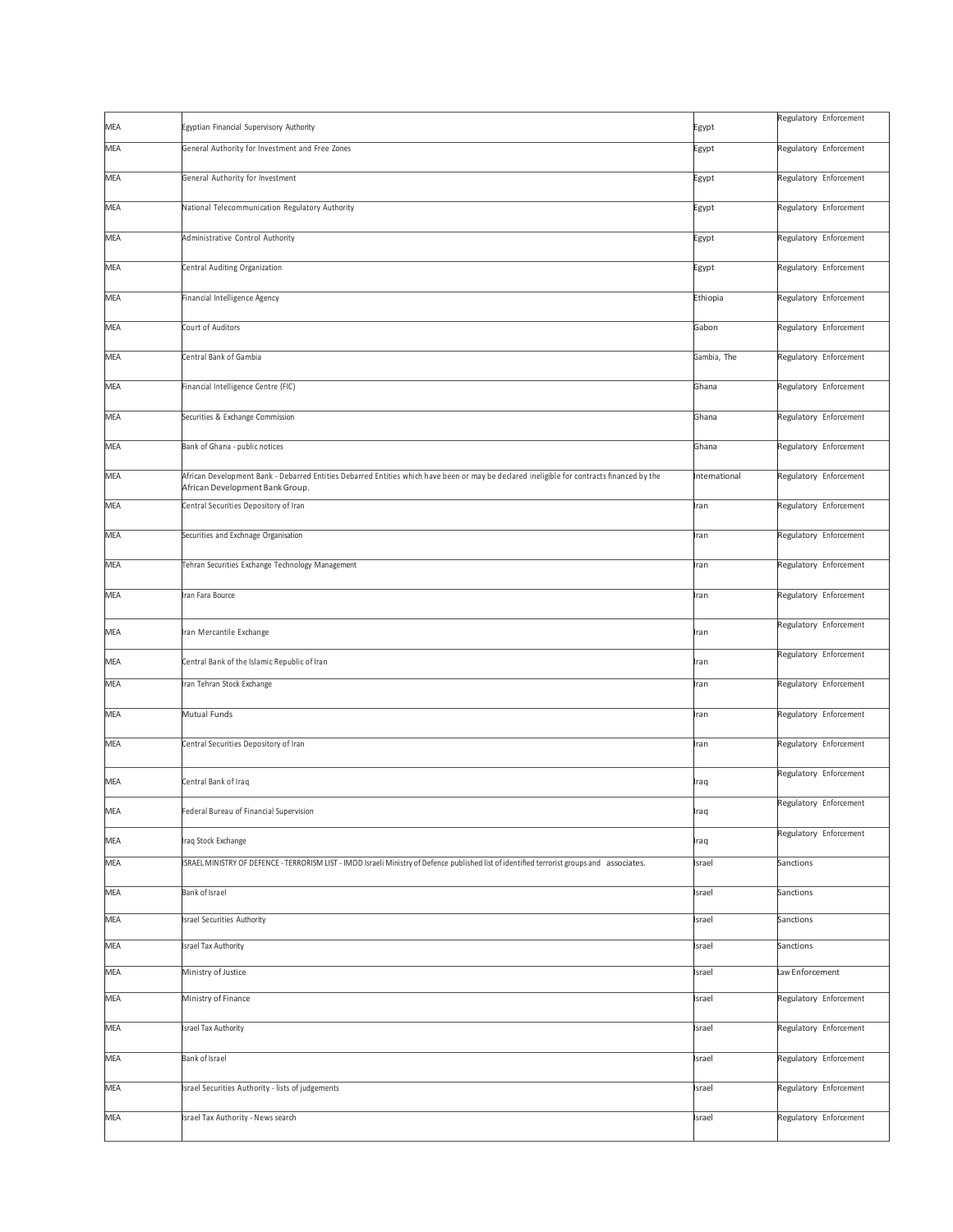| MEA | Egyptian Financial Supervisory Authority | Egypt | Regulatory Enforcement |
|---|---|---|---|
| MEA | General Authority for Investment and Free Zones | Egypt | Regulatory Enforcement |
| MEA | General Authority for Investment | Egypt | Regulatory Enforcement |
| MEA | National Telecommunication Regulatory Authority | Egypt | Regulatory Enforcement |
| MEA | Administrative Control Authority | Egypt | Regulatory Enforcement |
| MEA | Central Auditing Organization | Egypt | Regulatory Enforcement |
| MEA | Financial Intelligence Agency | Ethiopia | Regulatory Enforcement |
| MEA | Court of Auditors | Gabon | Regulatory Enforcement |
| MEA | Central Bank of Gambia | Gambia, The | Regulatory Enforcement |
| MEA | Financial Intelligence Centre (FIC) | Ghana | Regulatory Enforcement |
| MEA | Securities & Exchange Commission | Ghana | Regulatory Enforcement |
| MEA | Bank of Ghana - public notices | Ghana | Regulatory Enforcement |
| MEA | African Development Bank - Debarred Entities Debarred Entities which have been or may be declared ineligible for contracts financed by the African Development Bank Group. | International | Regulatory Enforcement |
| MEA | Central Securities Depository of Iran | Iran | Regulatory Enforcement |
| MEA | Securities and Exchnage Organisation | Iran | Regulatory Enforcement |
| MEA | Tehran Securities Exchange Technology Management | Iran | Regulatory Enforcement |
| MEA | Iran Fara Bource | Iran | Regulatory Enforcement |
| MEA | Iran Mercantile Exchange | Iran | Regulatory Enforcement |
| MEA | Central Bank of the Islamic Republic of Iran | Iran | Regulatory Enforcement |
| MEA | Iran Tehran Stock Exchange | Iran | Regulatory Enforcement |
| MEA | Mutual Funds | Iran | Regulatory Enforcement |
| MEA | Central Securities Depository of Iran | Iran | Regulatory Enforcement |
| MEA | Central Bank of Iraq | Iraq | Regulatory Enforcement |
| MEA | Federal Bureau of Financial Supervision | Iraq | Regulatory Enforcement |
| MEA | Iraq Stock Exchange | Iraq | Regulatory Enforcement |
| MEA | ISRAEL MINISTRY OF DEFENCE - TERRORISM LIST - IMOD Israeli Ministry of Defence published list of identified terrorist groups and associates. | Israel | Sanctions |
| MEA | Bank of Israel | Israel | Sanctions |
| MEA | Israel Securities Authority | Israel | Sanctions |
| MEA | Israel Tax Authority | Israel | Sanctions |
| MEA | Ministry of Justice | Israel | Law Enforcement |
| MEA | Ministry of Finance | Israel | Regulatory Enforcement |
| MEA | Israel Tax Authority | Israel | Regulatory Enforcement |
| MEA | Bank of Israel | Israel | Regulatory Enforcement |
| MEA | Israel Securities Authority - lists of judgements | Israel | Regulatory Enforcement |
| MEA | Israel Tax Authority - News search | Israel | Regulatory Enforcement |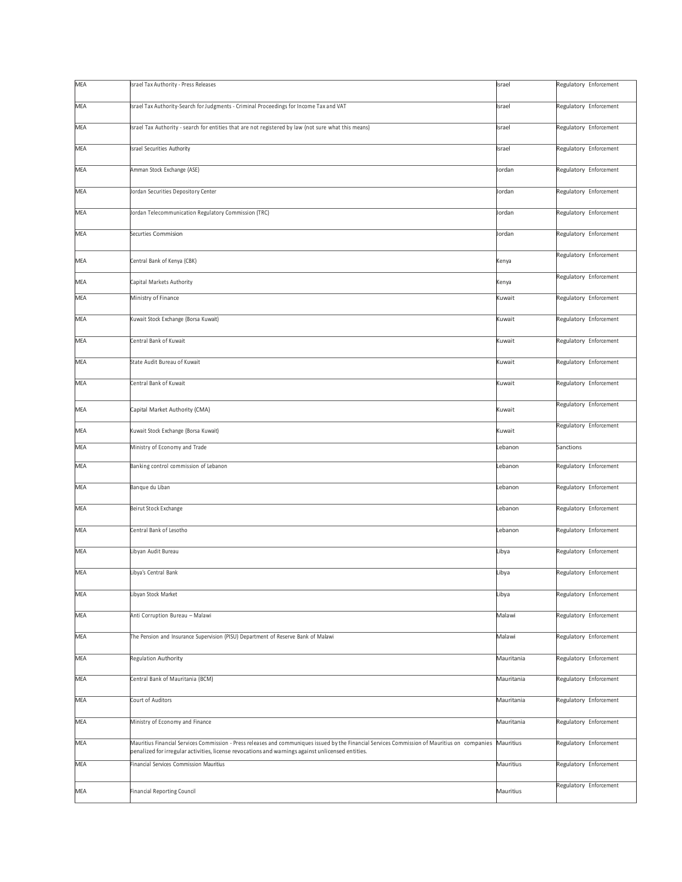| MEA | Israel Tax Authority - Press Releases | Israel | Regulatory Enforcement |
|---|---|---|---|
| MEA | Israel Tax Authority-Search for Judgments - Criminal Proceedings for Income Tax and VAT | Israel | Regulatory Enforcement |
| MEA | Israel Tax Authority - search for entities that are not registered by law (not sure what this means) | Israel | Regulatory Enforcement |
| MEA | Israel Securities Authority | Israel | Regulatory Enforcement |
| MEA | Amman Stock Exchange (ASE) | Jordan | Regulatory Enforcement |
| MEA | Jordan Securities Depository Center | Jordan | Regulatory Enforcement |
| MEA | Jordan Telecommunication Regulatory Commission (TRC) | Jordan | Regulatory Enforcement |
| MEA | Securties Commision | Jordan | Regulatory Enforcement |
| MEA | Central Bank of Kenya (CBK) | Kenya | Regulatory Enforcement |
| MEA | Capital Markets Authority | Kenya | Regulatory Enforcement |
| MEA | Ministry of Finance | Kuwait | Regulatory Enforcement |
| MEA | Kuwait Stock Exchange (Borsa Kuwait) | Kuwait | Regulatory Enforcement |
| MEA | Central Bank of Kuwait | Kuwait | Regulatory Enforcement |
| MEA | State Audit Bureau of Kuwait | Kuwait | Regulatory Enforcement |
| MEA | Central Bank of Kuwait | Kuwait | Regulatory Enforcement |
| MEA | Capital Market Authority (CMA) | Kuwait | Regulatory Enforcement |
| MEA | Kuwait Stock Exchange (Borsa Kuwait) | Kuwait | Regulatory Enforcement |
| MEA | Ministry of Economy and Trade | Lebanon | Sanctions |
| MEA | Banking control commission of Lebanon | Lebanon | Regulatory Enforcement |
| MEA | Banque du Liban | Lebanon | Regulatory Enforcement |
| MEA | Beirut Stock Exchange | Lebanon | Regulatory Enforcement |
| MEA | Central Bank of Lesotho | Lebanon | Regulatory Enforcement |
| MEA | Libyan Audit Bureau | Libya | Regulatory Enforcement |
| MEA | Libya's Central Bank | Libya | Regulatory Enforcement |
| MEA | Libyan Stock Market | Libya | Regulatory Enforcement |
| MEA | Anti Corruption Bureau – Malawi | Malawi | Regulatory Enforcement |
| MEA | The Pension and Insurance Supervision (PISU) Department of Reserve Bank of Malawi | Malawi | Regulatory Enforcement |
| MEA | Regulation Authority | Mauritania | Regulatory Enforcement |
| MEA | Central Bank of Mauritania (BCM) | Mauritania | Regulatory Enforcement |
| MEA | Court of Auditors | Mauritania | Regulatory Enforcement |
| MEA | Ministry of Economy and Finance | Mauritania | Regulatory Enforcement |
| MEA | Mauritius Financial Services Commission - Press releases and communiques issued by the Financial Services Commission of Mauritius on companies penalized for irregular activities, license revocations and warnings against unlicensed entities. | Mauritius | Regulatory Enforcement |
| MEA | Financial Services Commission Mauritius | Mauritius | Regulatory Enforcement |
| MEA | Financial Reporting Council | Mauritius | Regulatory Enforcement |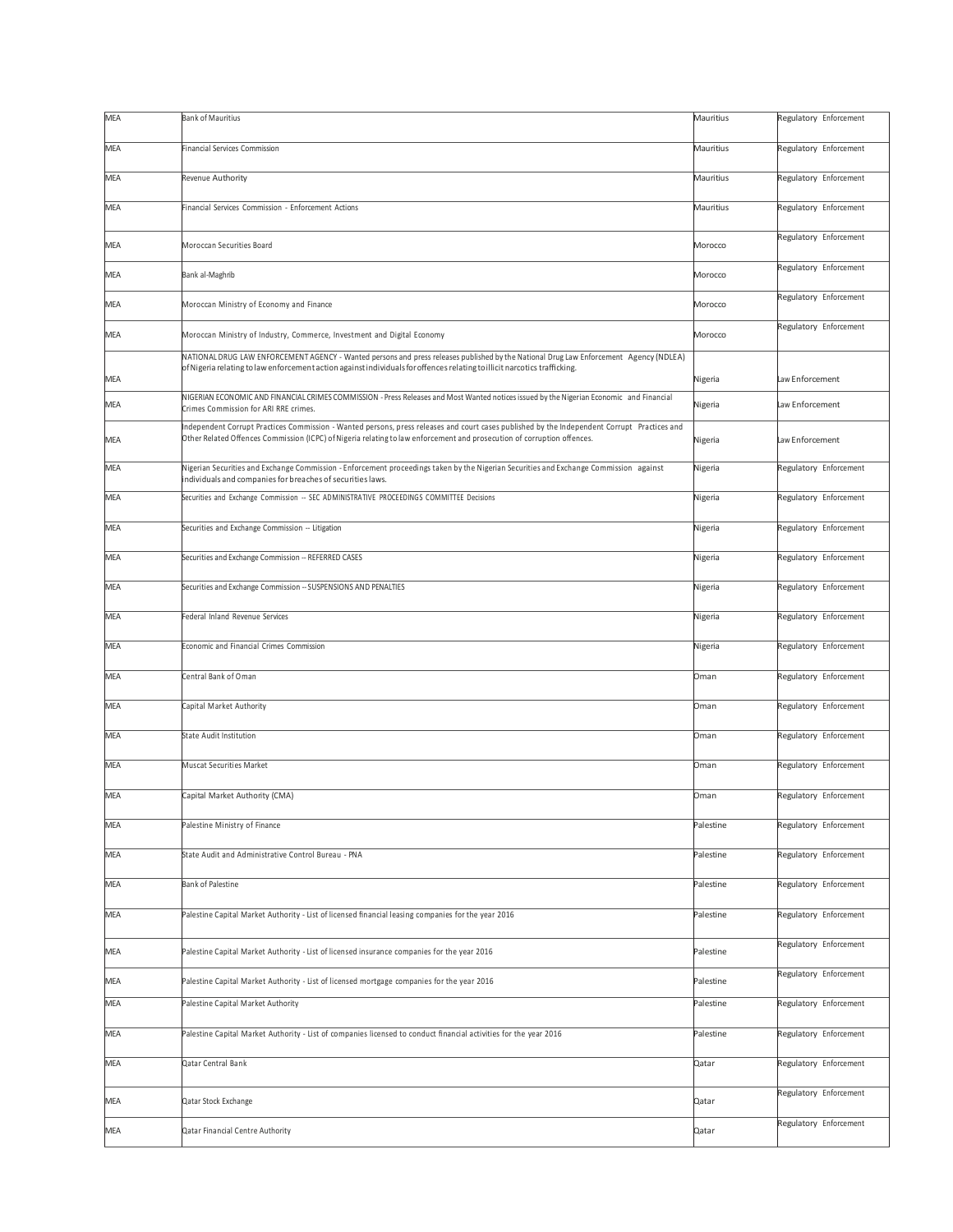| MEA | Bank of Mauritius | Mauritius | Regulatory Enforcement |
|---|---|---|---|
| MEA | Financial Services Commission | Mauritius | Regulatory Enforcement |
| MEA | Revenue Authority | Mauritius | Regulatory Enforcement |
| MEA | Financial Services Commission - Enforcement Actions | Mauritius | Regulatory Enforcement |
| MEA | Moroccan Securities Board | Morocco | Regulatory Enforcement |
| MEA | Bank al-Maghrib | Morocco | Regulatory Enforcement |
| MEA | Moroccan Ministry of Economy and Finance | Morocco | Regulatory Enforcement |
| MEA | Moroccan Ministry of Industry, Commerce, Investment and Digital Economy | Morocco | Regulatory Enforcement |
| MEA | NATIONAL DRUG LAW ENFORCEMENT AGENCY - Wanted persons and press releases published by the National Drug Law Enforcement Agency (NDLEA) of Nigeria relating to law enforcement action against individuals for offences relating to illicit narcotics trafficking. | Nigeria | Law Enforcement |
| MEA | NIGERIAN ECONOMIC AND FINANCIAL CRIMES COMMISSION - Press Releases and Most Wanted notices issued by the Nigerian Economic and Financial Crimes Commission for ARI RRE crimes. | Nigeria | Law Enforcement |
| MEA | Independent Corrupt Practices Commission - Wanted persons, press releases and court cases published by the Independent Corrupt Practices and Other Related Offences Commission (ICPC) of Nigeria relating to law enforcement and prosecution of corruption offences. | Nigeria | Law Enforcement |
| MEA | Nigerian Securities and Exchange Commission - Enforcement proceedings taken by the Nigerian Securities and Exchange Commission against individuals and companies for breaches of securities laws. | Nigeria | Regulatory Enforcement |
| MEA | Securities and Exchange Commission -- SEC ADMINISTRATIVE PROCEEDINGS COMMITTEE Decisions | Nigeria | Regulatory Enforcement |
| MEA | Securities and Exchange Commission -- Litigation | Nigeria | Regulatory Enforcement |
| MEA | Securities and Exchange Commission -- REFERRED CASES | Nigeria | Regulatory Enforcement |
| MEA | Securities and Exchange Commission -- SUSPENSIONS AND PENALTIES | Nigeria | Regulatory Enforcement |
| MEA | Federal Inland Revenue Services | Nigeria | Regulatory Enforcement |
| MEA | Economic and Financial Crimes Commission | Nigeria | Regulatory Enforcement |
| MEA | Central Bank of Oman | Oman | Regulatory Enforcement |
| MEA | Capital Market Authority | Oman | Regulatory Enforcement |
| MEA | State Audit Institution | Oman | Regulatory Enforcement |
| MEA | Muscat Securities Market | Oman | Regulatory Enforcement |
| MEA | Capital Market Authority (CMA) | Oman | Regulatory Enforcement |
| MEA | Palestine Ministry of Finance | Palestine | Regulatory Enforcement |
| MEA | State Audit and Administrative Control Bureau - PNA | Palestine | Regulatory Enforcement |
| MEA | Bank of Palestine | Palestine | Regulatory Enforcement |
| MEA | Palestine Capital Market Authority - List of licensed financial leasing companies for the year 2016 | Palestine | Regulatory Enforcement |
| MEA | Palestine Capital Market Authority - List of licensed insurance companies for the year 2016 | Palestine | Regulatory Enforcement |
| MEA | Palestine Capital Market Authority - List of licensed mortgage companies for the year 2016 | Palestine | Regulatory Enforcement |
| MEA | Palestine Capital Market Authority | Palestine | Regulatory Enforcement |
| MEA | Palestine Capital Market Authority - List of companies licensed to conduct financial activities for the year 2016 | Palestine | Regulatory Enforcement |
| MEA | Qatar Central Bank | Qatar | Regulatory Enforcement |
| MEA | Qatar Stock Exchange | Qatar | Regulatory Enforcement |
| MEA | Qatar Financial Centre Authority | Qatar | Regulatory Enforcement |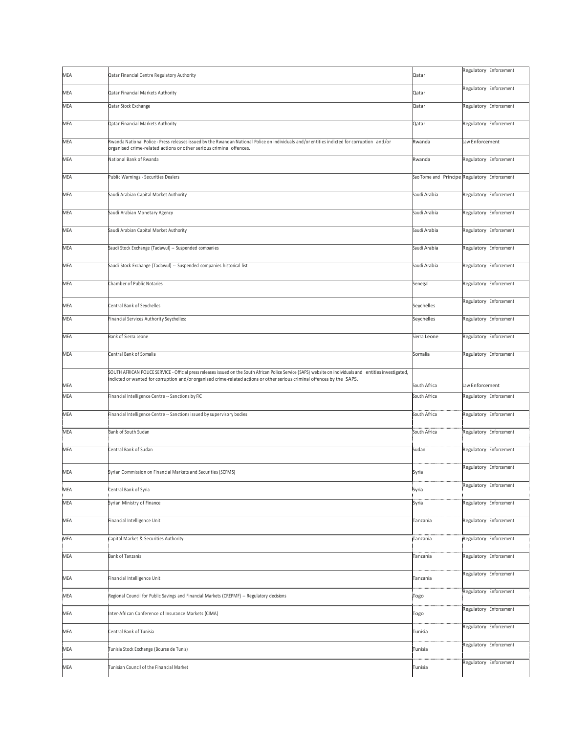| MEA | Qatar Financial Centre Regulatory Authority | Qatar | Regulatory Enforcement |
|---|---|---|---|
| MEA | Qatar Financial Markets Authority | Qatar | Regulatory Enforcement |
| MEA | Qatar Stock Exchange | Qatar | Regulatory Enforcement |
| MEA | Qatar Financial Markets Authority | Qatar | Regulatory Enforcement |
| MEA | Rwanda National Police - Press releases issued by the Rwandan National Police on individuals and/or entities indicted for corruption and/or organised crime-related actions or other serious criminal offences. | Rwanda | Law Enforcement |
| MEA | National Bank of Rwanda | Rwanda | Regulatory Enforcement |
| MEA | Public Warnings - Securities Dealers | Sao Tome and Principe | Regulatory Enforcement |
| MEA | Saudi Arabian Capital Market Authority | Saudi Arabia | Regulatory Enforcement |
| MEA | Saudi Arabian Monetary Agency | Saudi Arabia | Regulatory Enforcement |
| MEA | Saudi Arabian Capital Market Authority | Saudi Arabia | Regulatory Enforcement |
| MEA | Saudi Stock Exchange (Tadawul) -- Suspended companies | Saudi Arabia | Regulatory Enforcement |
| MEA | Saudi Stock Exchange (Tadawul) -- Suspended companies historical list | Saudi Arabia | Regulatory Enforcement |
| MEA | Chamber of Public Notaries | Senegal | Regulatory Enforcement |
| MEA | Central Bank of Seychelles | Seychelles | Regulatory Enforcement |
| MEA | Financial Services Authority Seychelles: | Seychelles | Regulatory Enforcement |
| MEA | Bank of Sierra Leone | Sierra Leone | Regulatory Enforcement |
| MEA | Central Bank of Somalia | Somalia | Regulatory Enforcement |
| MEA | SOUTH AFRICAN POLICE SERVICE - Official press releases issued on the South African Police Service (SAPS) website on individuals and entities investigated, indicted or wanted for corruption and/or organised crime-related actions or other serious criminal offences by the SAPS. | South Africa | Law Enforcement |
| MEA | Financial Intelligence Centre -- Sanctions by FIC | South Africa | Regulatory Enforcement |
| MEA | Financial Intelligence Centre -- Sanctions issued by supervisory bodies | South Africa | Regulatory Enforcement |
| MEA | Bank of South Sudan | South Africa | Regulatory Enforcement |
| MEA | Central Bank of Sudan | Sudan | Regulatory Enforcement |
| MEA | Syrian Commission on Financial Markets and Securities (SCFMS) | Syria | Regulatory Enforcement |
| MEA | Central Bank of Syria | Syria | Regulatory Enforcement |
| MEA | Syrian Ministry of Finance | Syria | Regulatory Enforcement |
| MEA | Financial Intelligence Unit | Tanzania | Regulatory Enforcement |
| MEA | Capital Market & Securities Authority | Tanzania | Regulatory Enforcement |
| MEA | Bank of Tanzania | Tanzania | Regulatory Enforcement |
| MEA | Financial Intelligence Unit | Tanzania | Regulatory Enforcement |
| MEA | Regional Council for Public Savings and Financial Markets (CREPMF) -- Regulatory decisions | Togo | Regulatory Enforcement |
| MEA | Inter-African Conference of Insurance Markets (CIMA) | Togo | Regulatory Enforcement |
| MEA | Central Bank of Tunisia | Tunisia | Regulatory Enforcement |
| MEA | Tunisia Stock Exchange (Bourse de Tunis) | Tunisia | Regulatory Enforcement |
| MEA | Tunisian Council of the Financial Market | Tunisia | Regulatory Enforcement |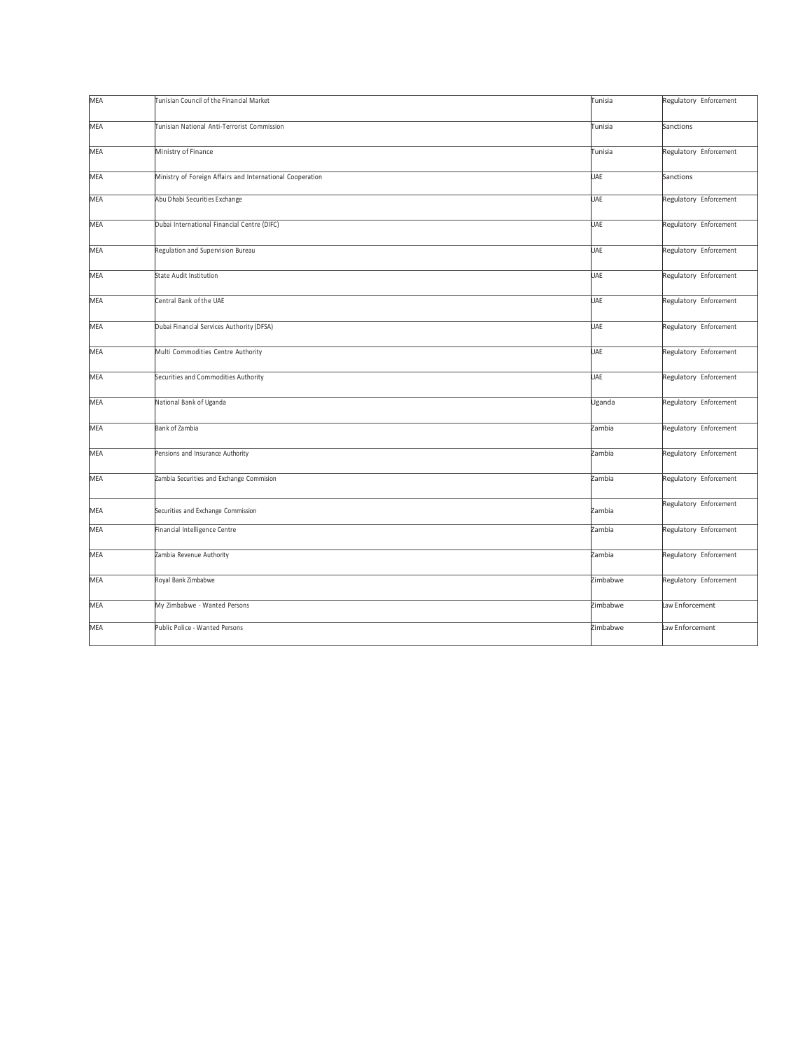| | | | |
|---|---|---|---|
| MEA | Tunisian Council of the Financial Market | Tunisia | Regulatory Enforcement |
| MEA | Tunisian National Anti-Terrorist Commission | Tunisia | Sanctions |
| MEA | Ministry of Finance | Tunisia | Regulatory Enforcement |
| MEA | Ministry of Foreign Affairs and International Cooperation | UAE | Sanctions |
| MEA | Abu Dhabi Securities Exchange | UAE | Regulatory Enforcement |
| MEA | Dubai International Financial Centre (DIFC) | UAE | Regulatory Enforcement |
| MEA | Regulation and Supervision Bureau | UAE | Regulatory Enforcement |
| MEA | State Audit Institution | UAE | Regulatory Enforcement |
| MEA | Central Bank of the UAE | UAE | Regulatory Enforcement |
| MEA | Dubai Financial Services Authority (DFSA) | UAE | Regulatory Enforcement |
| MEA | Multi Commodities Centre Authority | UAE | Regulatory Enforcement |
| MEA | Securities and Commodities Authority | UAE | Regulatory Enforcement |
| MEA | National Bank of Uganda | Uganda | Regulatory Enforcement |
| MEA | Bank of Zambia | Zambia | Regulatory Enforcement |
| MEA | Pensions and Insurance Authority | Zambia | Regulatory Enforcement |
| MEA | Zambia Securities and Exchange Commision | Zambia | Regulatory Enforcement |
| MEA | Securities and Exchange Commission | Zambia | Regulatory Enforcement |
| MEA | Financial Intelligence Centre | Zambia | Regulatory Enforcement |
| MEA | Zambia Revenue Authority | Zambia | Regulatory Enforcement |
| MEA | Royal Bank Zimbabwe | Zimbabwe | Regulatory Enforcement |
| MEA | My Zimbabwe - Wanted Persons | Zimbabwe | Law Enforcement |
| MEA | Public Police - Wanted Persons | Zimbabwe | Law Enforcement |